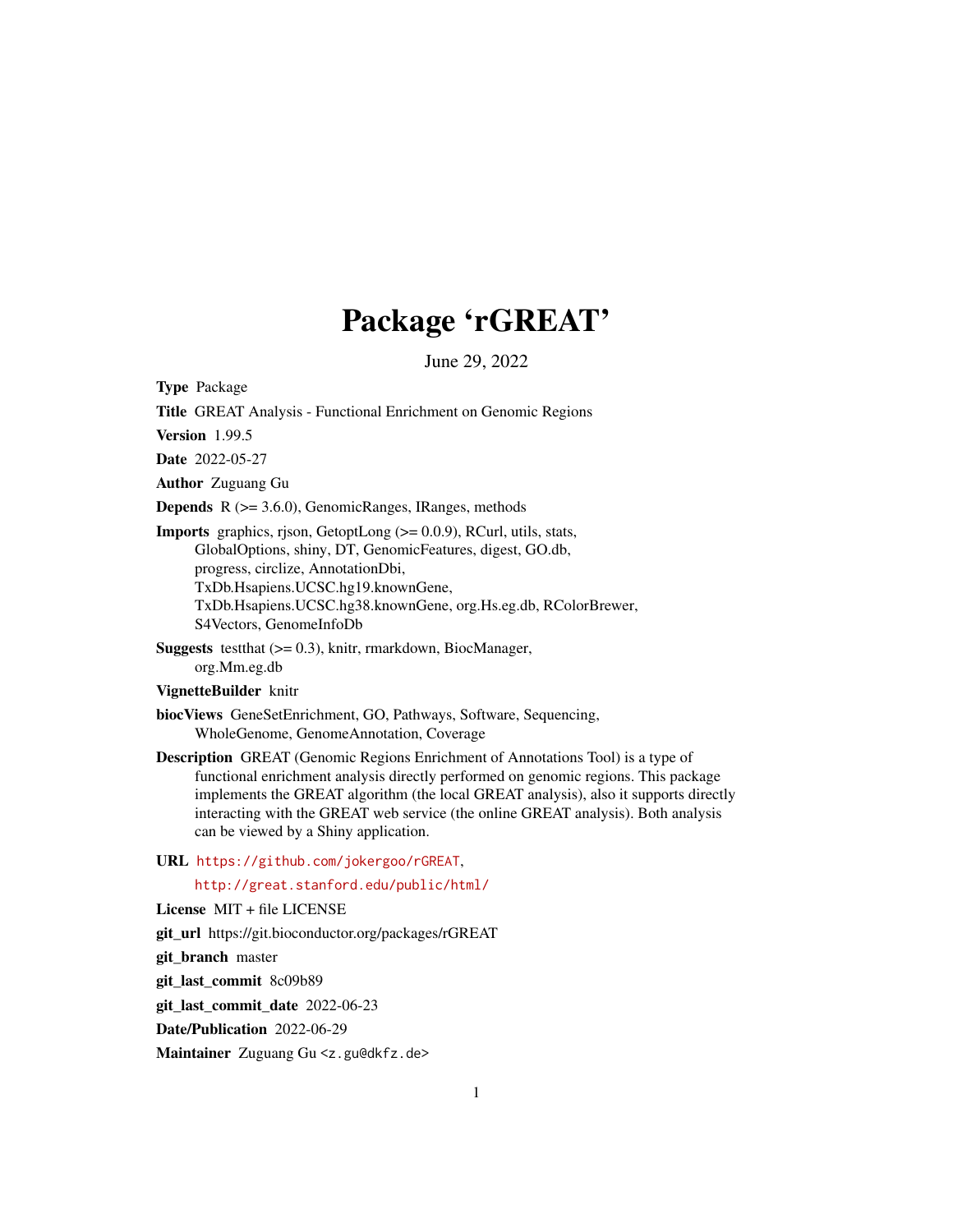# Package 'rGREAT'

June 29, 2022

**Type** Package

**Title** GREAT Analysis - Functional Enrichment on Genomic Regions

**Version** 1.99.5

**Date** 2022-05-27

**Author** Zuguang Gu

**Depends** R (>= 3.6.0), GenomicRanges, IRanges, methods

**Imports** graphics, rjson, GetoptLong (>= 0.0.9), RCurl, utils, stats, GlobalOptions, shiny, DT, GenomicFeatures, digest, GO.db, progress, circlize, AnnotationDbi, TxDb.Hsapiens.UCSC.hg19.knownGene, TxDb.Hsapiens.UCSC.hg38.knownGene, org.Hs.eg.db, RColorBrewer, S4Vectors, GenomeInfoDb

**Suggests** testthat (>= 0.3), knitr, rmarkdown, BiocManager, org.Mm.eg.db

**VignetteBuilder** knitr

**biocViews** GeneSetEnrichment, GO, Pathways, Software, Sequencing, WholeGenome, GenomeAnnotation, Coverage

**Description** GREAT (Genomic Regions Enrichment of Annotations Tool) is a type of functional enrichment analysis directly performed on genomic regions. This package implements the GREAT algorithm (the local GREAT analysis), also it supports directly interacting with the GREAT web service (the online GREAT analysis). Both analysis can be viewed by a Shiny application.

**URL** https://github.com/jokergoo/rGREAT,
http://great.stanford.edu/public/html/

**License** MIT + file LICENSE

**git_url** https://git.bioconductor.org/packages/rGREAT

**git_branch** master

**git_last_commit** 8c09b89

**git_last_commit_date** 2022-06-23

**Date/Publication** 2022-06-29

**Maintainer** Zuguang Gu <z.gu@dkfz.de>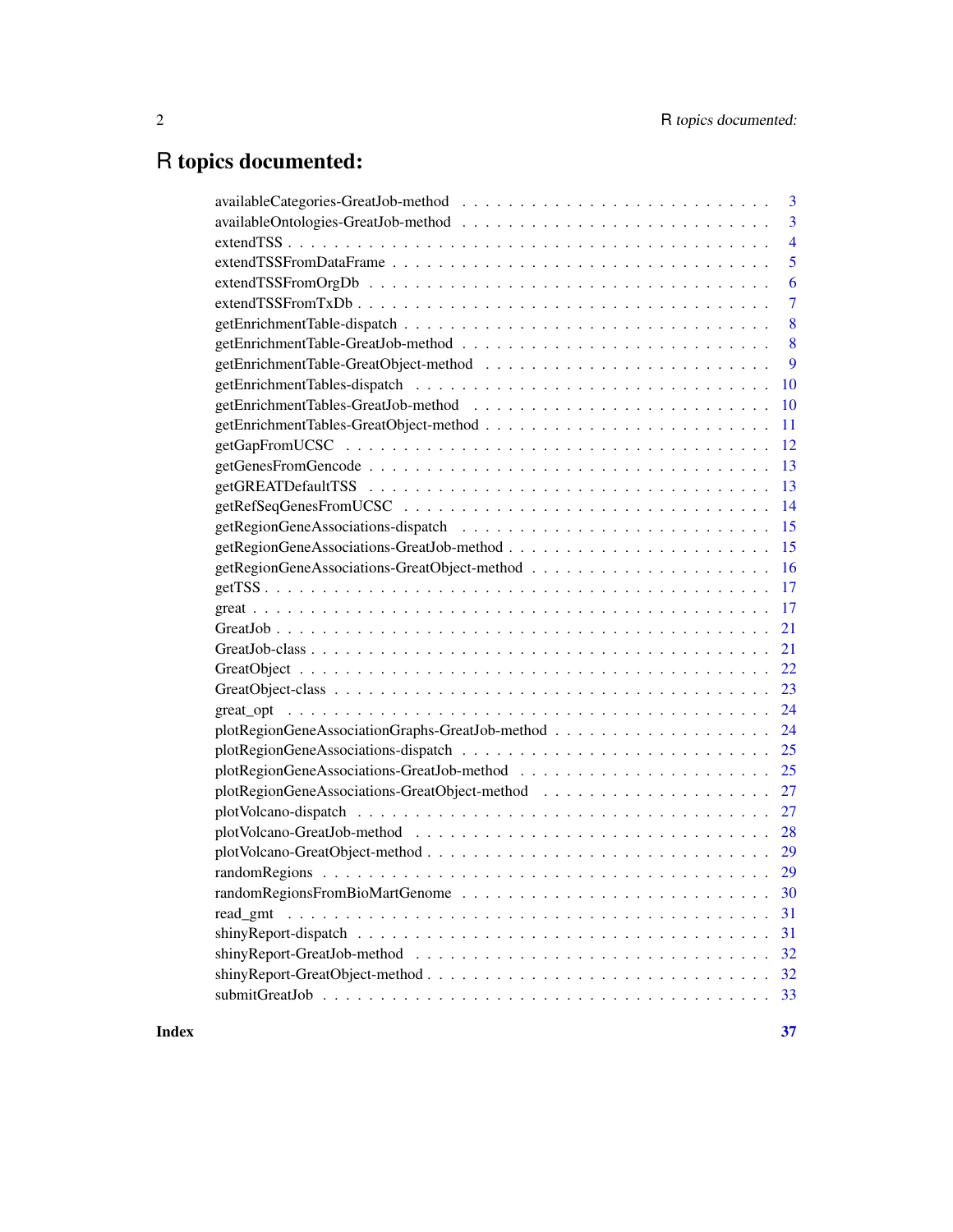# R topics documented:

| | |
|---|---|
| availableCategories-GreatJob-method | 3 |
| availableOntologies-GreatJob-method | 3 |
| extendTSS | 4 |
| extendTSSFromDataFrame | 5 |
| extendTSSFromOrgDb | 6 |
| extendTSSFromTxDb | 7 |
| getEnrichmentTable-dispatch | 8 |
| getEnrichmentTable-GreatJob-method | 8 |
| getEnrichmentTable-GreatObject-method | 9 |
| getEnrichmentTables-dispatch | 10 |
| getEnrichmentTables-GreatJob-method | 10 |
| getEnrichmentTables-GreatObject-method | 11 |
| getGapFromUCSC | 12 |
| getGenesFromGencode | 13 |
| getGREATDefaultTSS | 13 |
| getRefSeqGenesFromUCSC | 14 |
| getRegionGeneAssociations-dispatch | 15 |
| getRegionGeneAssociations-GreatJob-method | 15 |
| getRegionGeneAssociations-GreatObject-method | 16 |
| getTSS | 17 |
| great | 17 |
| GreatJob | 21 |
| GreatJob-class | 21 |
| GreatObject | 22 |
| GreatObject-class | 23 |
| great_opt | 24 |
| plotRegionGeneAssociationGraphs-GreatJob-method | 24 |
| plotRegionGeneAssociations-dispatch | 25 |
| plotRegionGeneAssociations-GreatJob-method | 25 |
| plotRegionGeneAssociations-GreatObject-method | 27 |
| plotVolcano-dispatch | 27 |
| plotVolcano-GreatJob-method | 28 |
| plotVolcano-GreatObject-method | 29 |
| randomRegions | 29 |
| randomRegionsFromBioMartGenome | 30 |
| read_gmt | 31 |
| shinyReport-dispatch | 31 |
| shinyReport-GreatJob-method | 32 |
| shinyReport-GreatObject-method | 32 |
| submitGreatJob | 33 |
| **Index** | **37** |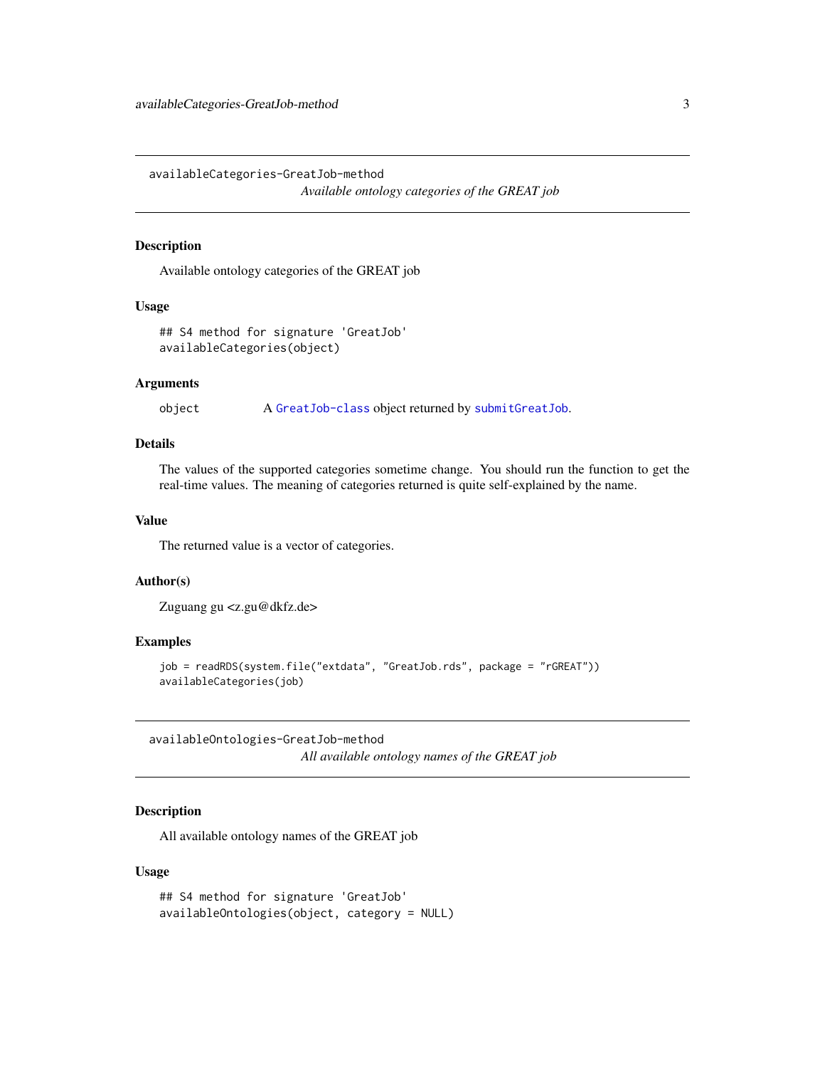## availableCategories-GreatJob-method

*Available ontology categories of the GREAT job*

### Description

Available ontology categories of the GREAT job

### Usage

```
## S4 method for signature 'GreatJob'
availableCategories(object)
```

### Arguments

| | |
|---|---|
| object | A `GreatJob-class` object returned by `submitGreatJob`. |

### Details

The values of the supported categories sometime change. You should run the function to get the real-time values. The meaning of categories returned is quite self-explained by the name.

### Value

The returned value is a vector of categories.

### Author(s)

Zuguang gu <z.gu@dkfz.de>

### Examples

```
job = readRDS(system.file("extdata", "GreatJob.rds", package = "rGREAT"))
availableCategories(job)
```

## availableOntologies-GreatJob-method

*All available ontology names of the GREAT job*

### Description

All available ontology names of the GREAT job

### Usage

```
## S4 method for signature 'GreatJob'
availableOntologies(object, category = NULL)
```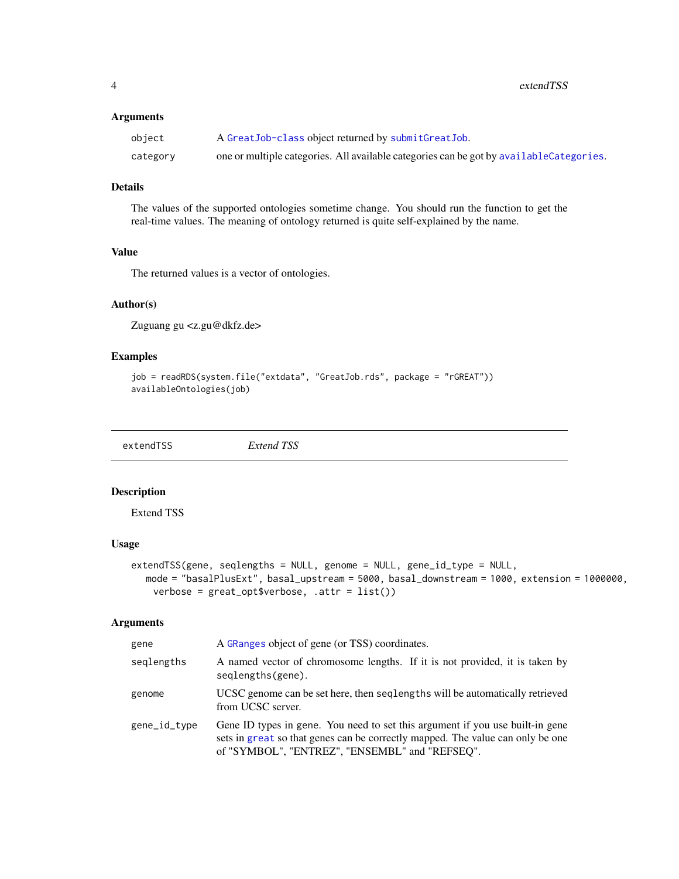### Arguments

| | |
|---|---|
| object | A GreatJob-class object returned by submitGreatJob. |
| category | one or multiple categories. All available categories can be got by availableCategories. |

### Details

The values of the supported ontologies sometime change. You should run the function to get the real-time values. The meaning of ontology returned is quite self-explained by the name.

### Value

The returned values is a vector of ontologies.

### Author(s)

Zuguang gu <z.gu@dkfz.de>

### Examples

```
job = readRDS(system.file("extdata", "GreatJob.rds", package = "rGREAT"))
availableOntologies(job)
```

---

## extendTSS *Extend TSS*

### Description

Extend TSS

### Usage

```
extendTSS(gene, seqlengths = NULL, genome = NULL, gene_id_type = NULL,
   mode = "basalPlusExt", basal_upstream = 5000, basal_downstream = 1000, extension = 1000000,
    verbose = great_opt$verbose, .attr = list())
```

### Arguments

| | |
|---|---|
| gene | A GRanges object of gene (or TSS) coordinates. |
| seqlengths | A named vector of chromosome lengths. If it is not provided, it is taken by seqlengths(gene). |
| genome | UCSC genome can be set here, then seqlengths will be automatically retrieved from UCSC server. |
| gene_id_type | Gene ID types in gene. You need to set this argument if you use built-in gene sets in great so that genes can be correctly mapped. The value can only be one of "SYMBOL", "ENTREZ", "ENSEMBL" and "REFSEQ". |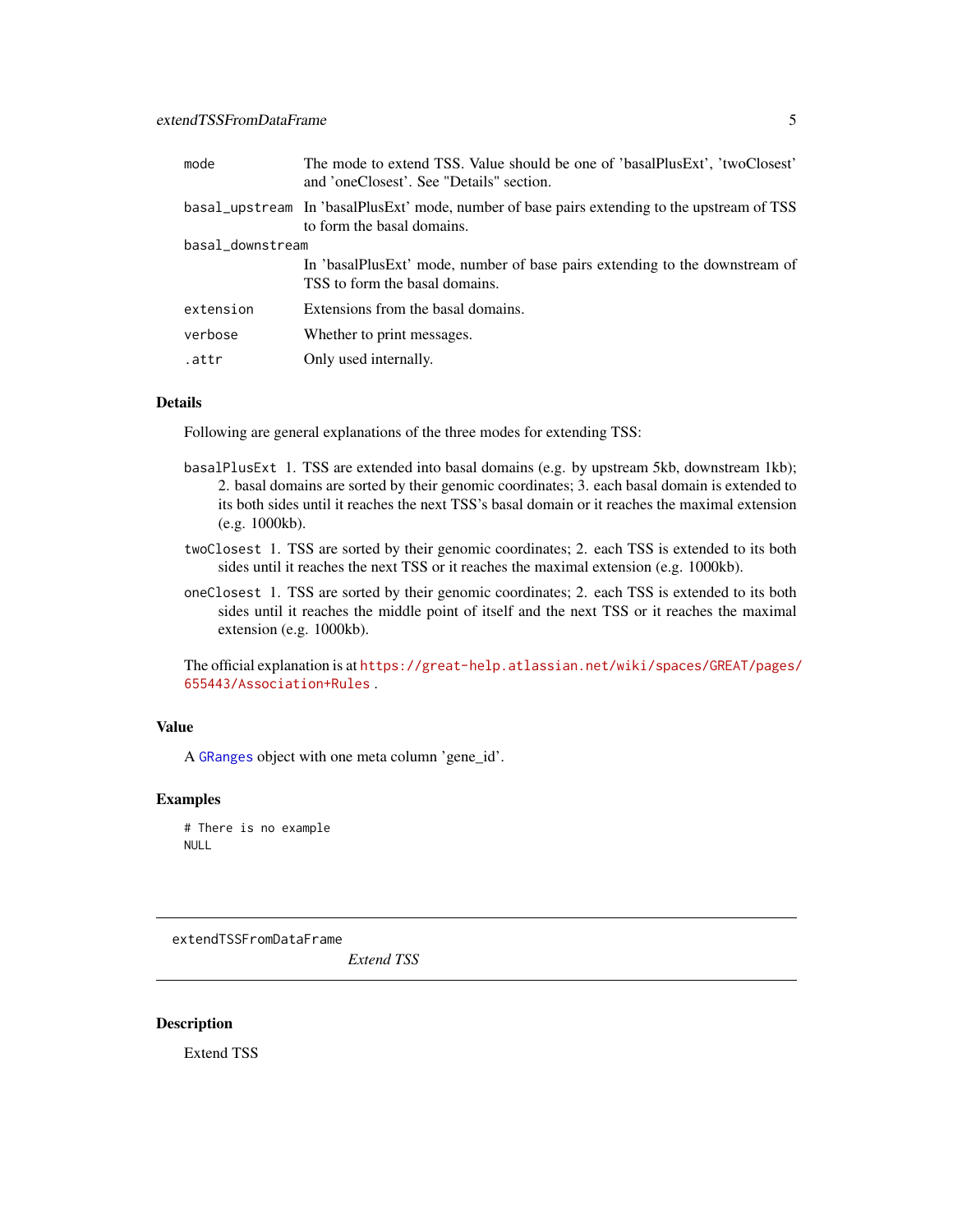| | |
|---|---|
| mode | The mode to extend TSS. Value should be one of 'basalPlusExt', 'twoClosest' and 'oneClosest'. See "Details" section. |
| basal_upstream | In 'basalPlusExt' mode, number of base pairs extending to the upstream of TSS to form the basal domains. |
| basal_downstream | In 'basalPlusExt' mode, number of base pairs extending to the downstream of TSS to form the basal domains. |
| extension | Extensions from the basal domains. |
| verbose | Whether to print messages. |
| .attr | Only used internally. |

### Details

Following are general explanations of the three modes for extending TSS:

`basalPlusExt` 1. TSS are extended into basal domains (e.g. by upstream 5kb, downstream 1kb); 2. basal domains are sorted by their genomic coordinates; 3. each basal domain is extended to its both sides until it reaches the next TSS's basal domain or it reaches the maximal extension (e.g. 1000kb).

`twoClosest` 1. TSS are sorted by their genomic coordinates; 2. each TSS is extended to its both sides until it reaches the next TSS or it reaches the maximal extension (e.g. 1000kb).

`oneClosest` 1. TSS are sorted by their genomic coordinates; 2. each TSS is extended to its both sides until it reaches the middle point of itself and the next TSS or it reaches the maximal extension (e.g. 1000kb).

The official explanation is at https://great-help.atlassian.net/wiki/spaces/GREAT/pages/655443/Association+Rules .

### Value

A `GRanges` object with one meta column 'gene_id'.

### Examples

```
# There is no example
NULL
```

---

## extendTSSFromDataFrame    *Extend TSS*

---

### Description

Extend TSS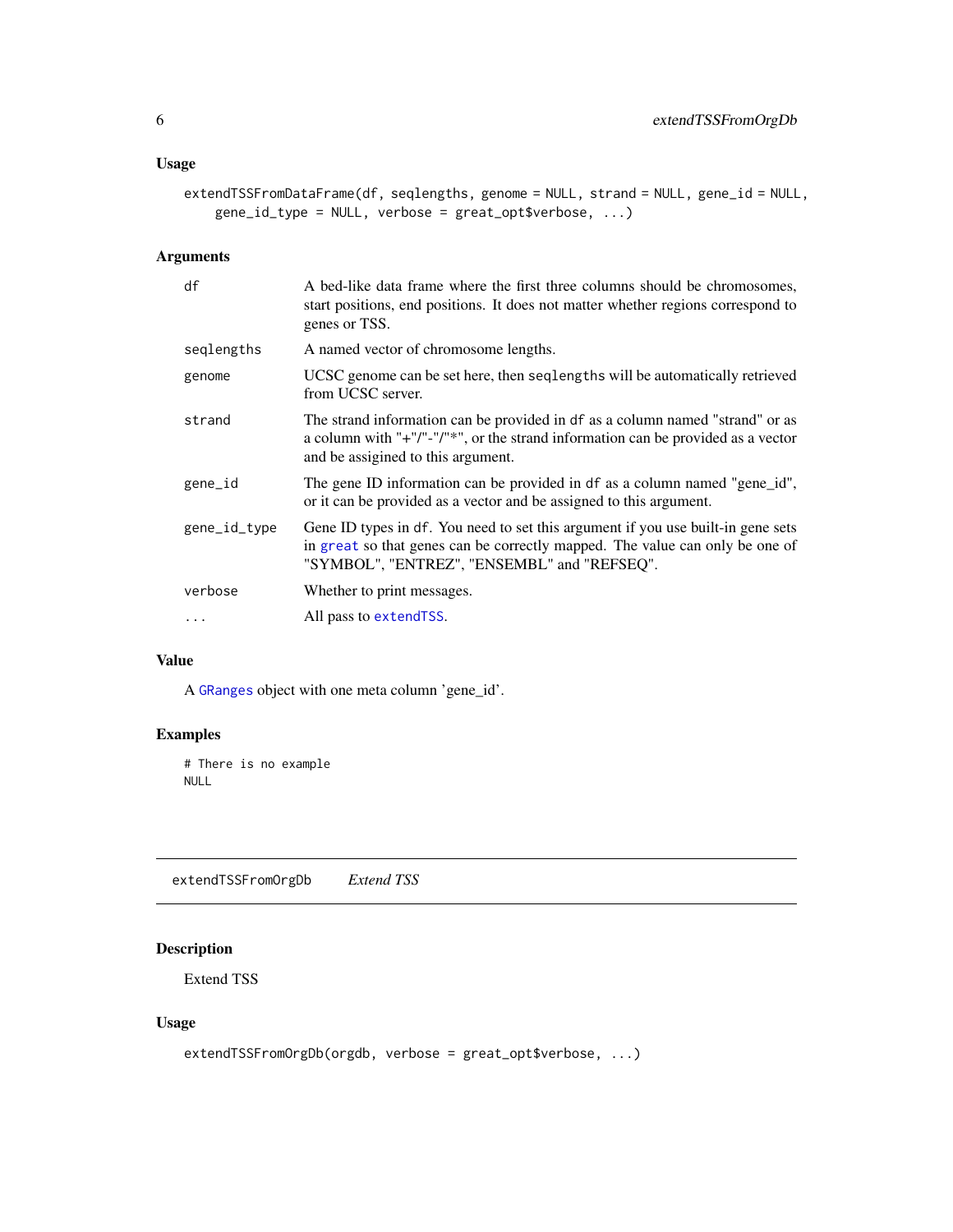## Usage

```
extendTSSFromDataFrame(df, seqlengths, genome = NULL, strand = NULL, gene_id = NULL,
    gene_id_type = NULL, verbose = great_opt$verbose, ...)
```

## Arguments

| | |
|---|---|
| df | A bed-like data frame where the first three columns should be chromosomes, start positions, end positions. It does not matter whether regions correspond to genes or TSS. |
| seqlengths | A named vector of chromosome lengths. |
| genome | UCSC genome can be set here, then `seqlengths` will be automatically retrieved from UCSC server. |
| strand | The strand information can be provided in `df` as a column named "strand" or as a column with "+"/"-"/"*", or the strand information can be provided as a vector and be assigied to this argument. |
| gene_id | The gene ID information can be provided in `df` as a column named "gene_id", or it can be provided as a vector and be assigned to this argument. |
| gene_id_type | Gene ID types in `df`. You need to set this argument if you use built-in gene sets in `great` so that genes can be correctly mapped. The value can only be one of "SYMBOL", "ENTREZ", "ENSEMBL" and "REFSEQ". |
| verbose | Whether to print messages. |
| ... | All pass to `extendTSS`. |

## Value

A `GRanges` object with one meta column 'gene_id'.

## Examples

```
# There is no example
NULL
```

---

# extendTSSFromOrgDb *Extend TSS*

## Description

Extend TSS

## Usage

```
extendTSSFromOrgDb(orgdb, verbose = great_opt$verbose, ...)
```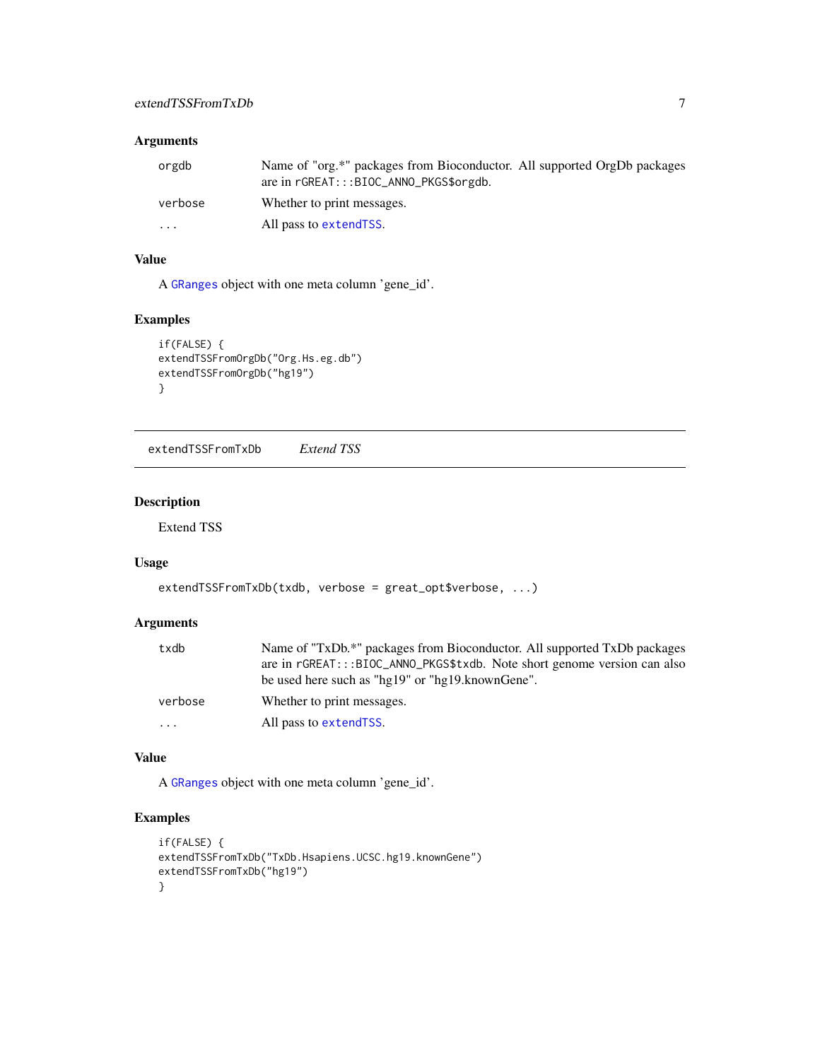## Arguments

| | |
|---|---|
| `orgdb` | Name of "org.*" packages from Bioconductor. All supported OrgDb packages are in `rGREAT:::BIOC_ANNO_PKGS$orgdb`. |
| `verbose` | Whether to print messages. |
| `...` | All pass to `extendTSS`. |

## Value

A `GRanges` object with one meta column 'gene_id'.

## Examples

```
if(FALSE) {
extendTSSFromOrgDb("Org.Hs.eg.db")
extendTSSFromOrgDb("hg19")
}
```

---

# extendTSSFromTxDb *Extend TSS*

## Description

Extend TSS

## Usage

```
extendTSSFromTxDb(txdb, verbose = great_opt$verbose, ...)
```

## Arguments

| | |
|---|---|
| `txdb` | Name of "TxDb.*" packages from Bioconductor. All supported TxDb packages are in `rGREAT:::BIOC_ANNO_PKGS$txdb`. Note short genome version can also be used here such as "hg19" or "hg19.knownGene". |
| `verbose` | Whether to print messages. |
| `...` | All pass to `extendTSS`. |

## Value

A `GRanges` object with one meta column 'gene_id'.

## Examples

```
if(FALSE) {
extendTSSFromTxDb("TxDb.Hsapiens.UCSC.hg19.knownGene")
extendTSSFromTxDb("hg19")
}
```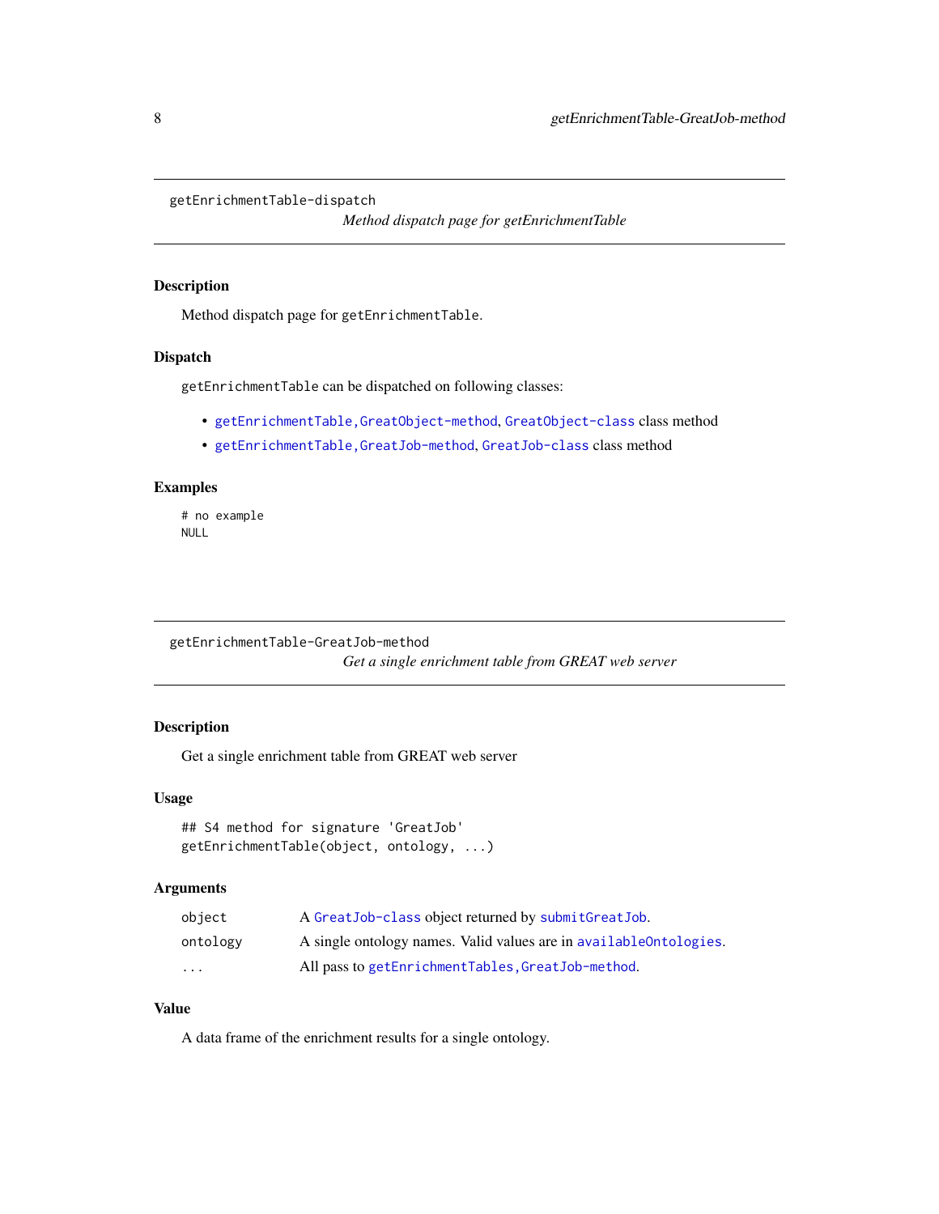## getEnrichmentTable-dispatch

*Method dispatch page for getEnrichmentTable*

### Description

Method dispatch page for `getEnrichmentTable`.

### Dispatch

`getEnrichmentTable` can be dispatched on following classes:

- `getEnrichmentTable,GreatObject-method`, `GreatObject-class` class method
- `getEnrichmentTable,GreatJob-method`, `GreatJob-class` class method

### Examples

```
# no example
NULL
```

## getEnrichmentTable-GreatJob-method

*Get a single enrichment table from GREAT web server*

### Description

Get a single enrichment table from GREAT web server

### Usage

```
## S4 method for signature 'GreatJob'
getEnrichmentTable(object, ontology, ...)
```

### Arguments

| | |
|---|---|
| `object` | A `GreatJob-class` object returned by `submitGreatJob`. |
| `ontology` | A single ontology names. Valid values are in `availableOntologies`. |
| `...` | All pass to `getEnrichmentTables,GreatJob-method`. |

### Value

A data frame of the enrichment results for a single ontology.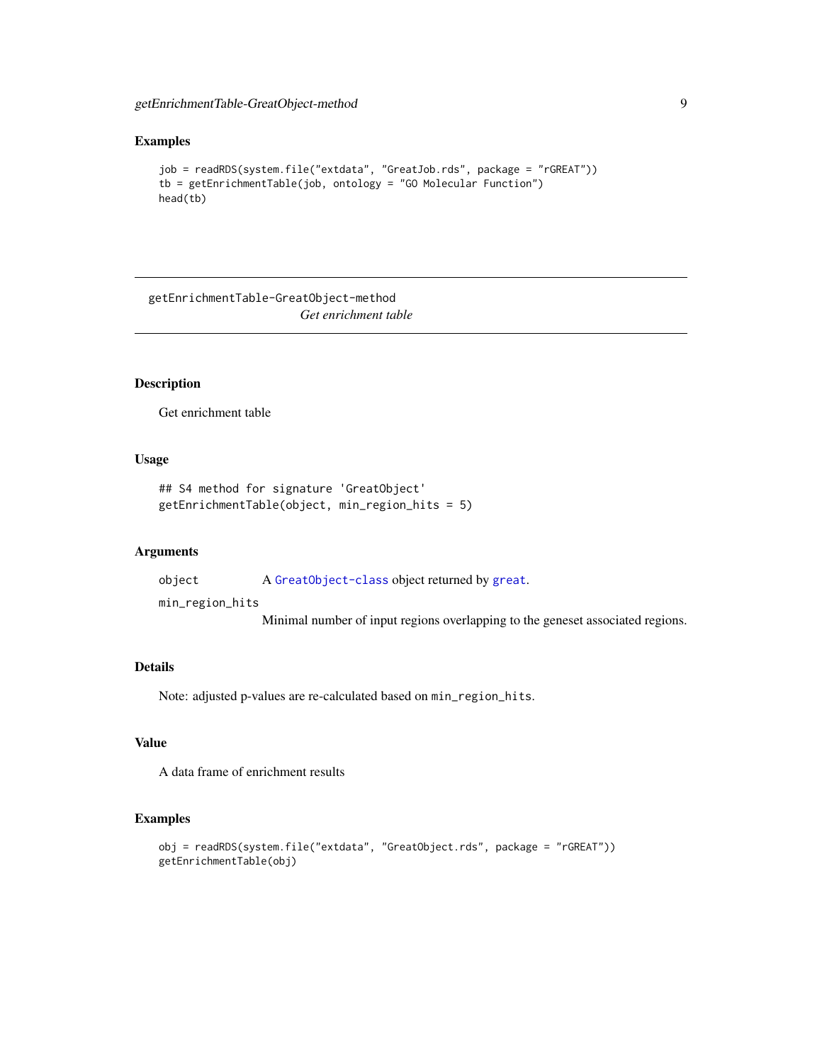## Examples

```
job = readRDS(system.file("extdata", "GreatJob.rds", package = "rGREAT"))
tb = getEnrichmentTable(job, ontology = "GO Molecular Function")
head(tb)
```

---

# getEnrichmentTable-GreatObject-method

*Get enrichment table*

---

## Description

Get enrichment table

## Usage

```
## S4 method for signature 'GreatObject'
getEnrichmentTable(object, min_region_hits = 5)
```

## Arguments

| | |
|---|---|
| `object` | A `GreatObject-class` object returned by `great`. |
| `min_region_hits` | Minimal number of input regions overlapping to the geneset associated regions. |

## Details

Note: adjusted p-values are re-calculated based on `min_region_hits`.

## Value

A data frame of enrichment results

## Examples

```
obj = readRDS(system.file("extdata", "GreatObject.rds", package = "rGREAT"))
getEnrichmentTable(obj)
```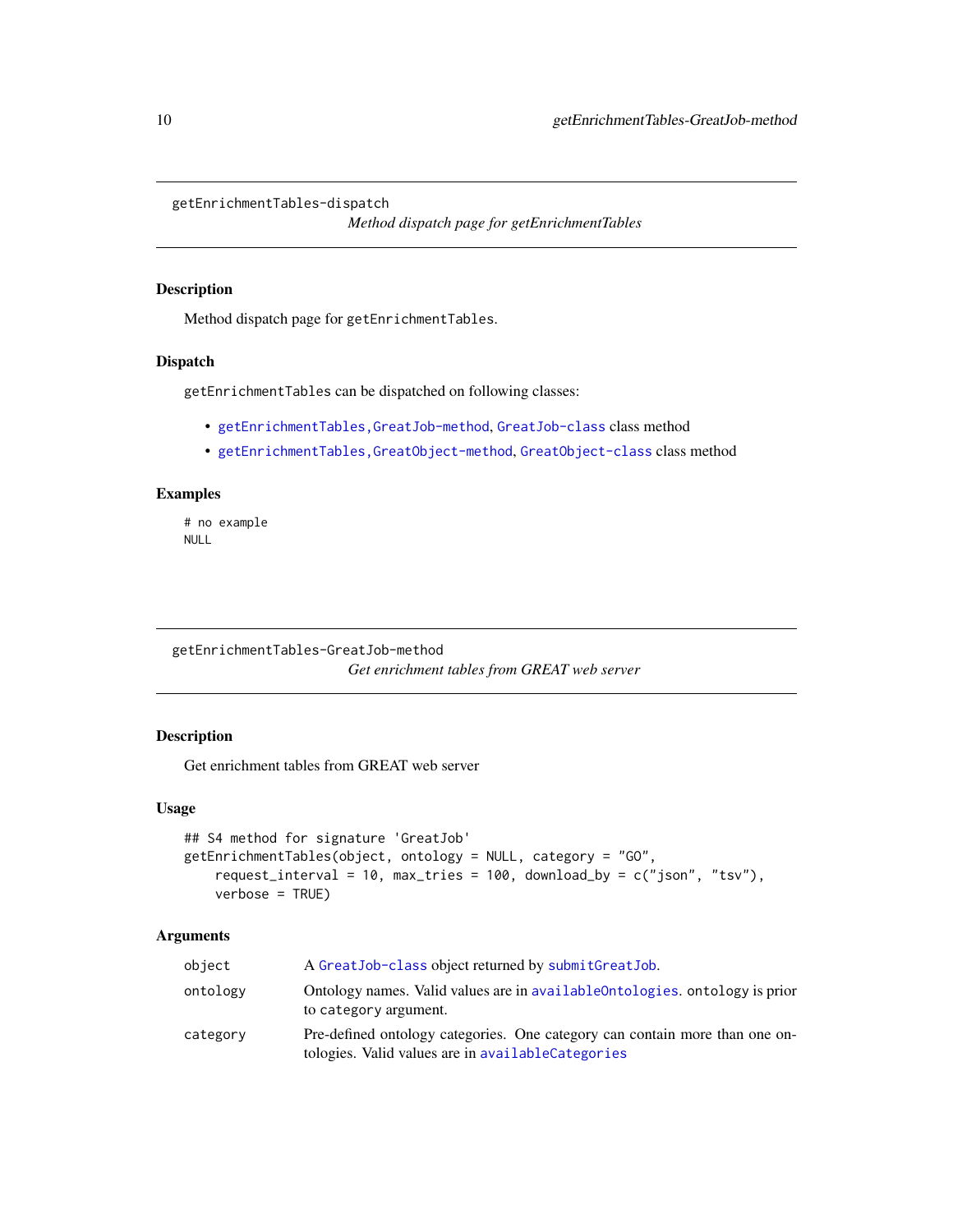## getEnrichmentTables-dispatch

*Method dispatch page for getEnrichmentTables*

### Description

Method dispatch page for `getEnrichmentTables`.

### Dispatch

`getEnrichmentTables` can be dispatched on following classes:

- `getEnrichmentTables,GreatJob-method`, `GreatJob-class` class method
- `getEnrichmentTables,GreatObject-method`, `GreatObject-class` class method

### Examples

```
# no example
NULL
```

## getEnrichmentTables-GreatJob-method

*Get enrichment tables from GREAT web server*

### Description

Get enrichment tables from GREAT web server

### Usage

```
## S4 method for signature 'GreatJob'
getEnrichmentTables(object, ontology = NULL, category = "GO",
    request_interval = 10, max_tries = 100, download_by = c("json", "tsv"),
    verbose = TRUE)
```

### Arguments

| | |
|---|---|
| `object` | A `GreatJob-class` object returned by `submitGreatJob`. |
| `ontology` | Ontology names. Valid values are in `availableOntologies`. `ontology` is prior to `category` argument. |
| `category` | Pre-defined ontology categories. One category can contain more than one ontologies. Valid values are in `availableCategories` |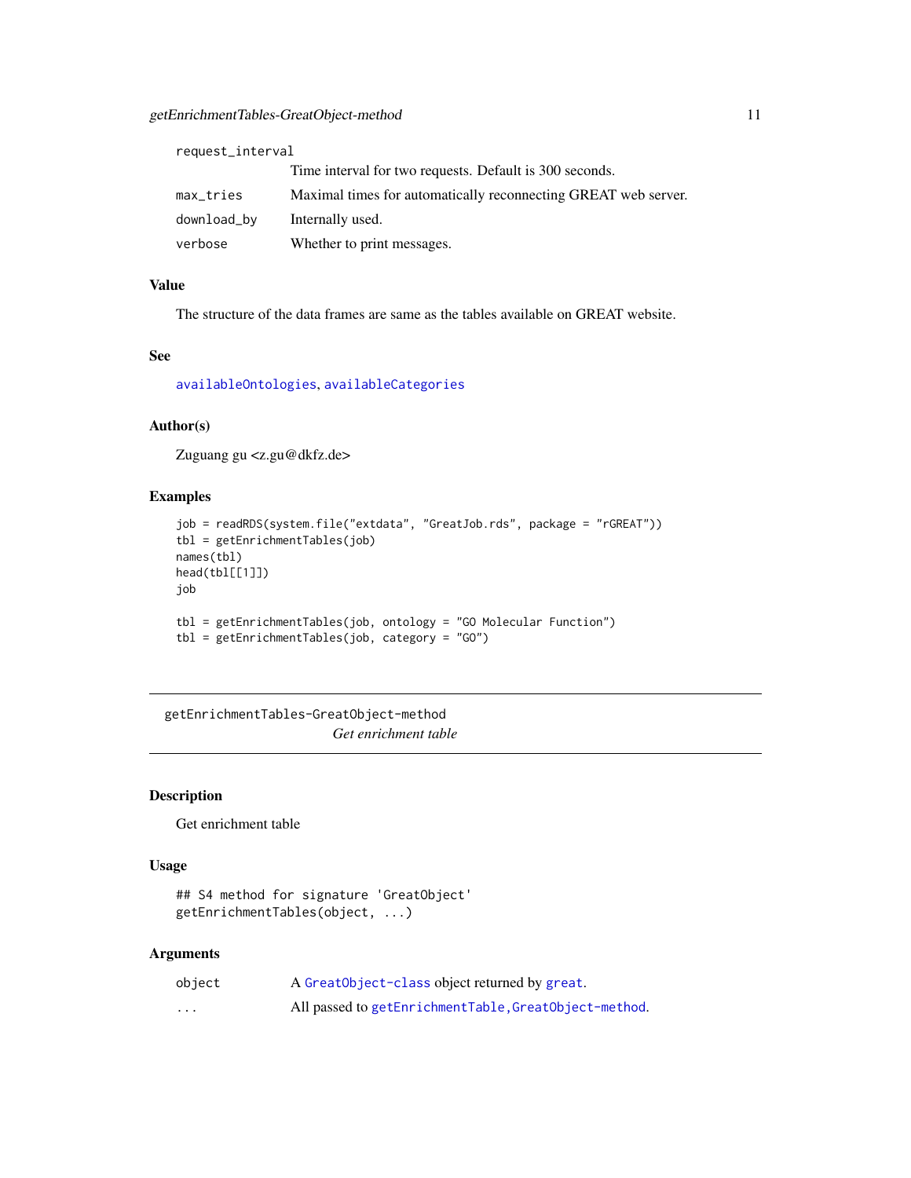| | |
|---|---|
| request_interval | Time interval for two requests. Default is 300 seconds. |
| max_tries | Maximal times for automatically reconnecting GREAT web server. |
| download_by | Internally used. |
| verbose | Whether to print messages. |

## Value

The structure of the data frames are same as the tables available on GREAT website.

## See

availableOntologies, availableCategories

## Author(s)

Zuguang gu <z.gu@dkfz.de>

## Examples

```
job = readRDS(system.file("extdata", "GreatJob.rds", package = "rGREAT"))
tbl = getEnrichmentTables(job)
names(tbl)
head(tbl[[1]])
job

tbl = getEnrichmentTables(job, ontology = "GO Molecular Function")
tbl = getEnrichmentTables(job, category = "GO")
```

---

# getEnrichmentTables-GreatObject-method

*Get enrichment table*

## Description

Get enrichment table

## Usage

```
## S4 method for signature 'GreatObject'
getEnrichmentTables(object, ...)
```

## Arguments

| | |
|---|---|
| object | A GreatObject-class object returned by great. |
| ... | All passed to getEnrichmentTable,GreatObject-method. |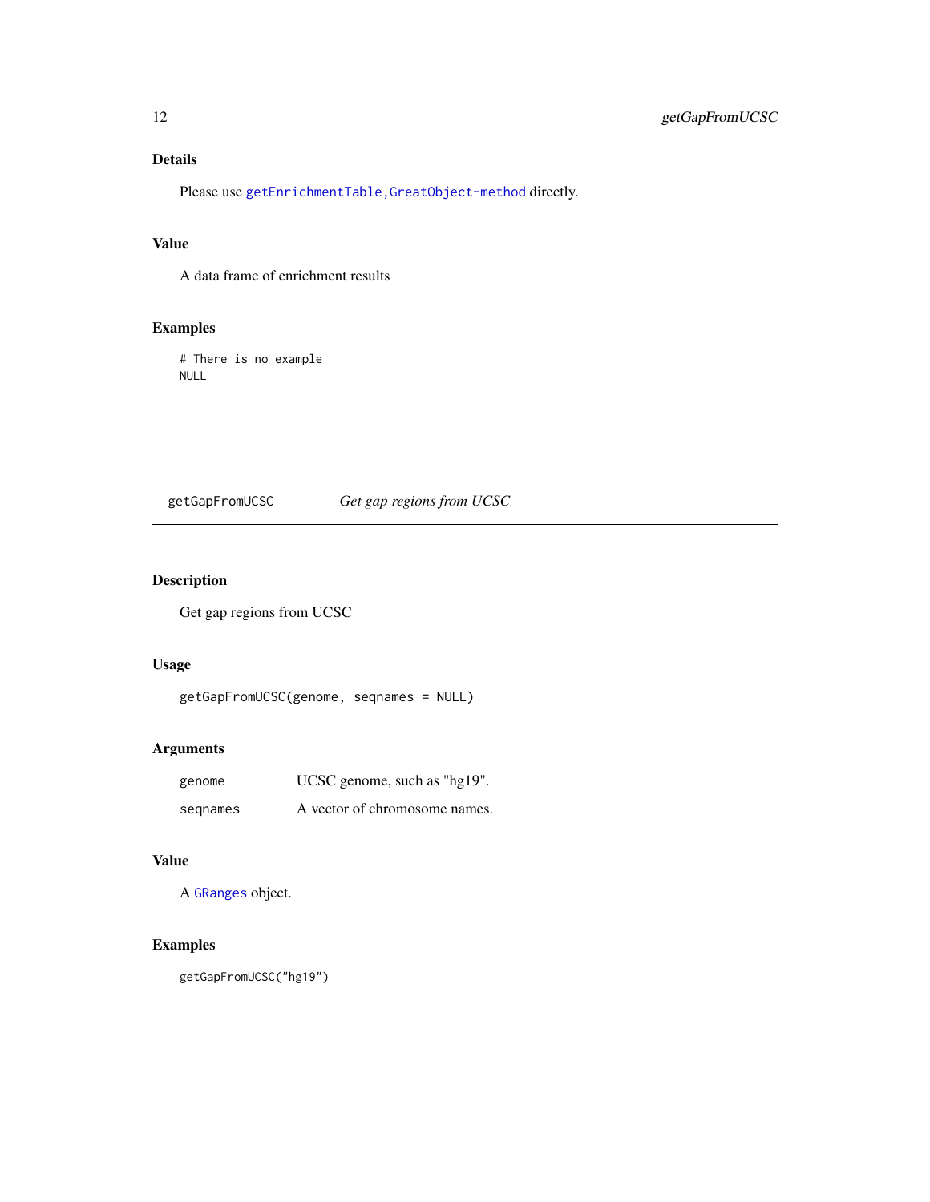## Details

Please use `getEnrichmentTable,GreatObject-method` directly.

## Value

A data frame of enrichment results

## Examples

```
# There is no example
NULL
```

---

# getGapFromUCSC — *Get gap regions from UCSC*

---

## Description

Get gap regions from UCSC

## Usage

```
getGapFromUCSC(genome, seqnames = NULL)
```

## Arguments

| | |
|---|---|
| genome | UCSC genome, such as "hg19". |
| seqnames | A vector of chromosome names. |

## Value

A `GRanges` object.

## Examples

```
getGapFromUCSC("hg19")
```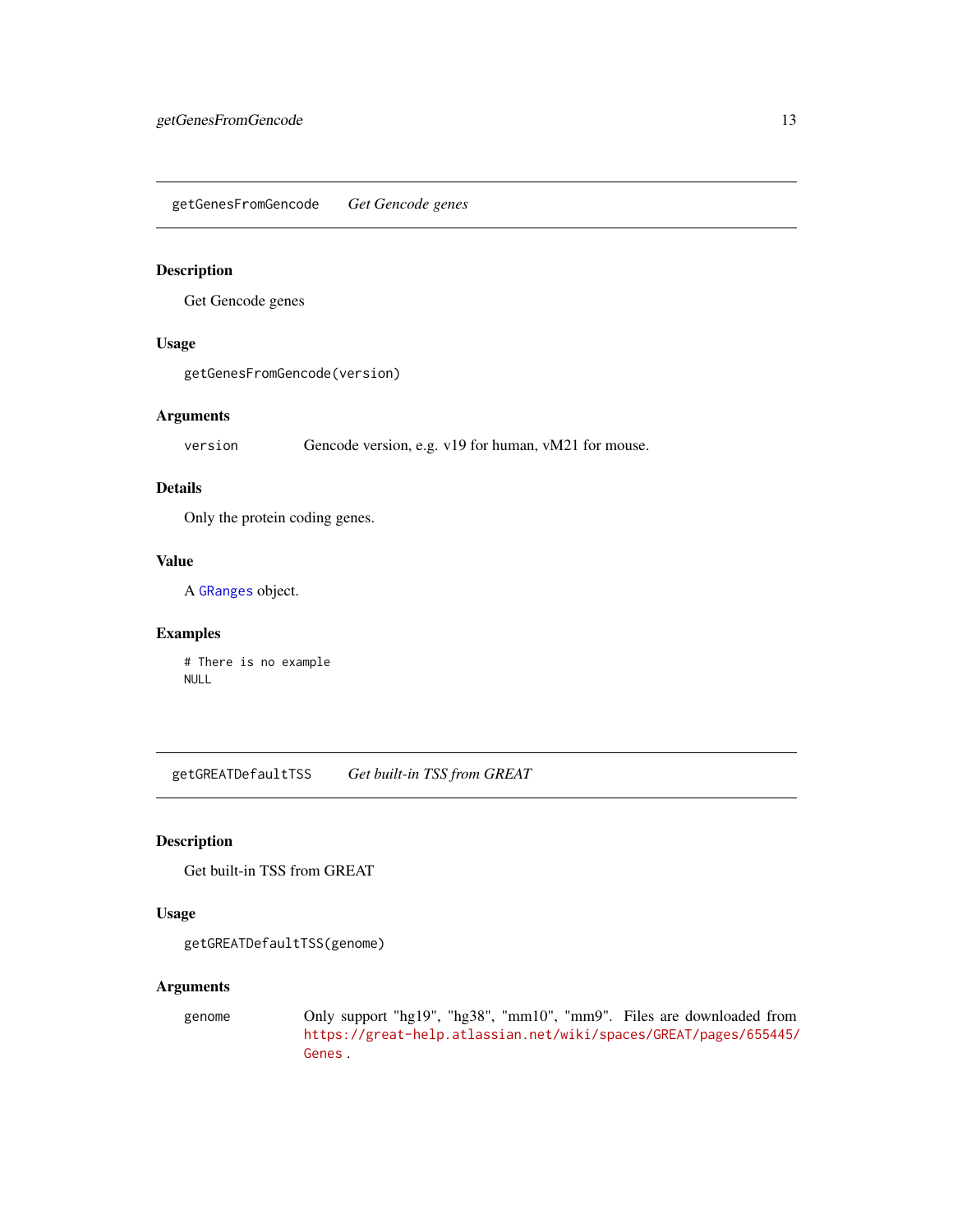## getGenesFromGencode *Get Gencode genes*

### Description

Get Gencode genes

### Usage

```
getGenesFromGencode(version)
```

### Arguments

| | |
|---|---|
| version | Gencode version, e.g. v19 for human, vM21 for mouse. |

### Details

Only the protein coding genes.

### Value

A GRanges object.

### Examples

```
# There is no example
NULL
```

## getGREATDefaultTSS *Get built-in TSS from GREAT*

### Description

Get built-in TSS from GREAT

### Usage

```
getGREATDefaultTSS(genome)
```

### Arguments

| | |
|---|---|
| genome | Only support "hg19", "hg38", "mm10", "mm9". Files are downloaded from https://great-help.atlassian.net/wiki/spaces/GREAT/pages/655445/Genes . |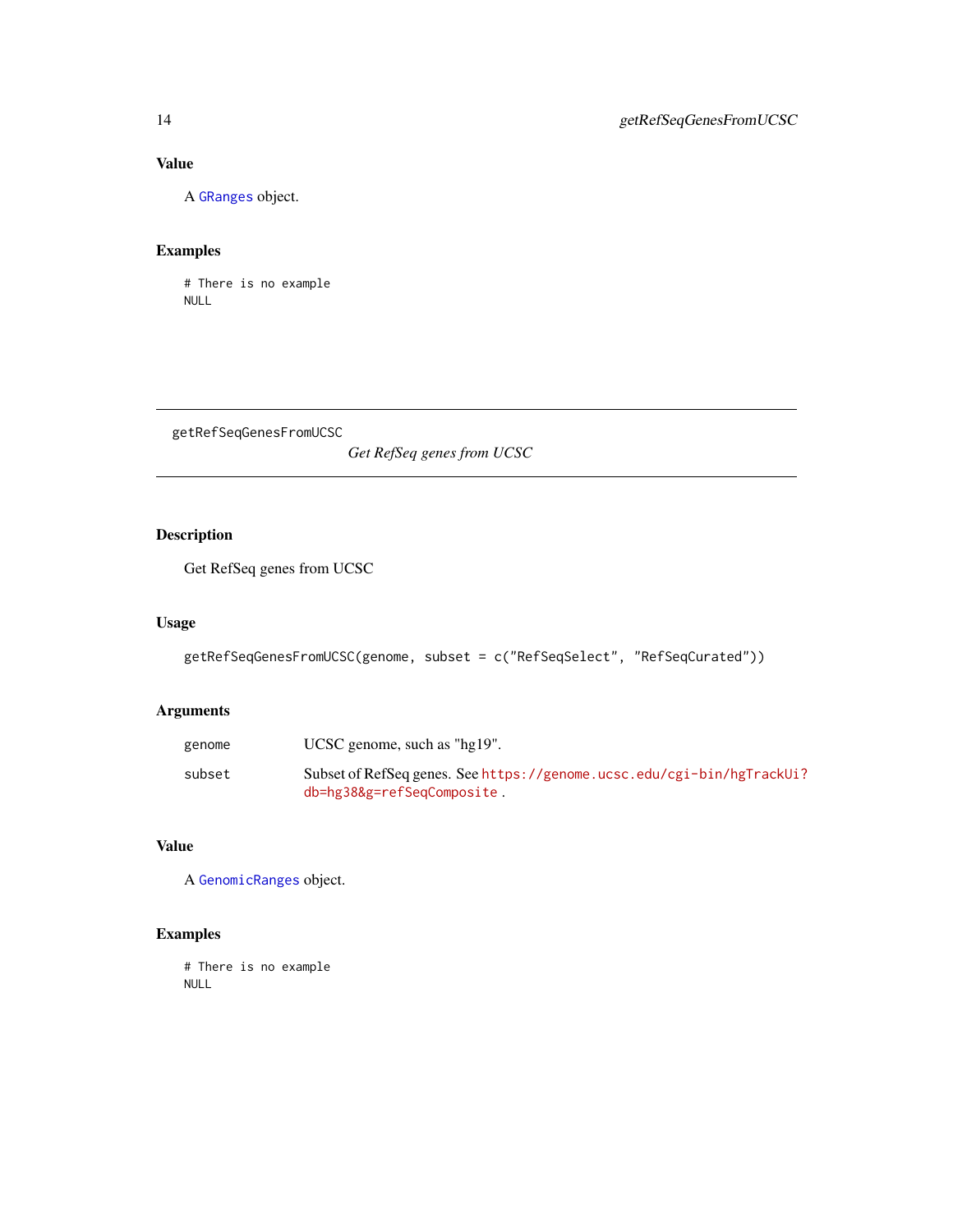## Value

A GRanges object.

## Examples

```
# There is no example
NULL
```

---

getRefSeqGenesFromUCSC &nbsp;&nbsp;&nbsp;&nbsp; *Get RefSeq genes from UCSC*

---

## Description

Get RefSeq genes from UCSC

## Usage

```
getRefSeqGenesFromUCSC(genome, subset = c("RefSeqSelect", "RefSeqCurated"))
```

## Arguments

| | |
|---|---|
| genome | UCSC genome, such as "hg19". |
| subset | Subset of RefSeq genes. See https://genome.ucsc.edu/cgi-bin/hgTrackUi?db=hg38&g=refSeqComposite . |

## Value

A GenomicRanges object.

## Examples

```
# There is no example
NULL
```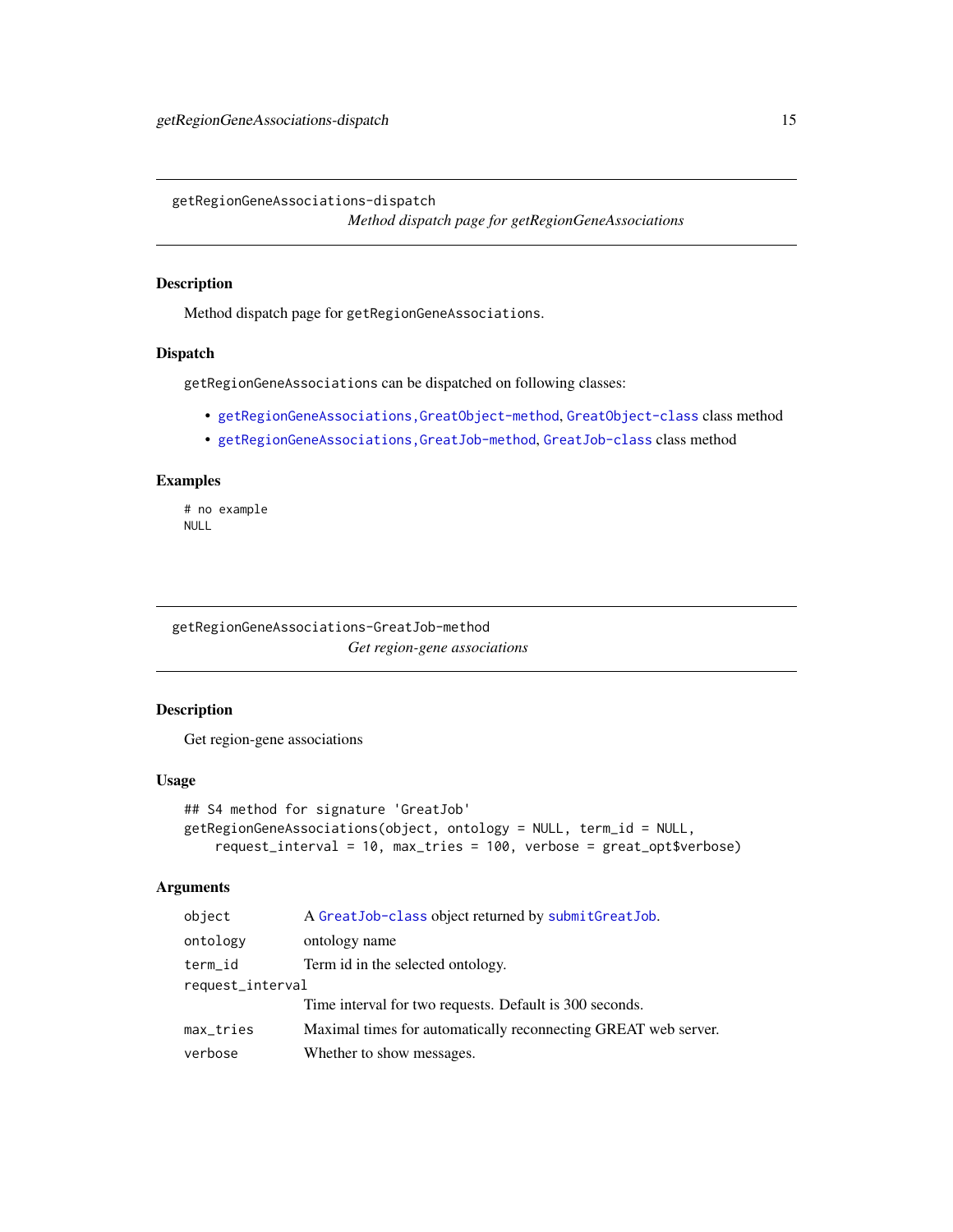## getRegionGeneAssociations-dispatch

*Method dispatch page for getRegionGeneAssociations*

### Description

Method dispatch page for `getRegionGeneAssociations`.

### Dispatch

`getRegionGeneAssociations` can be dispatched on following classes:

- `getRegionGeneAssociations,GreatObject-method`, `GreatObject-class` class method
- `getRegionGeneAssociations,GreatJob-method`, `GreatJob-class` class method

### Examples

```
# no example
NULL
```

## getRegionGeneAssociations-GreatJob-method

*Get region-gene associations*

### Description

Get region-gene associations

### Usage

```
## S4 method for signature 'GreatJob'
getRegionGeneAssociations(object, ontology = NULL, term_id = NULL,
    request_interval = 10, max_tries = 100, verbose = great_opt$verbose)
```

### Arguments

| | |
|---|---|
| `object` | A `GreatJob-class` object returned by `submitGreatJob`. |
| `ontology` | ontology name |
| `term_id` | Term id in the selected ontology. |
| `request_interval` | Time interval for two requests. Default is 300 seconds. |
| `max_tries` | Maximal times for automatically reconnecting GREAT web server. |
| `verbose` | Whether to show messages. |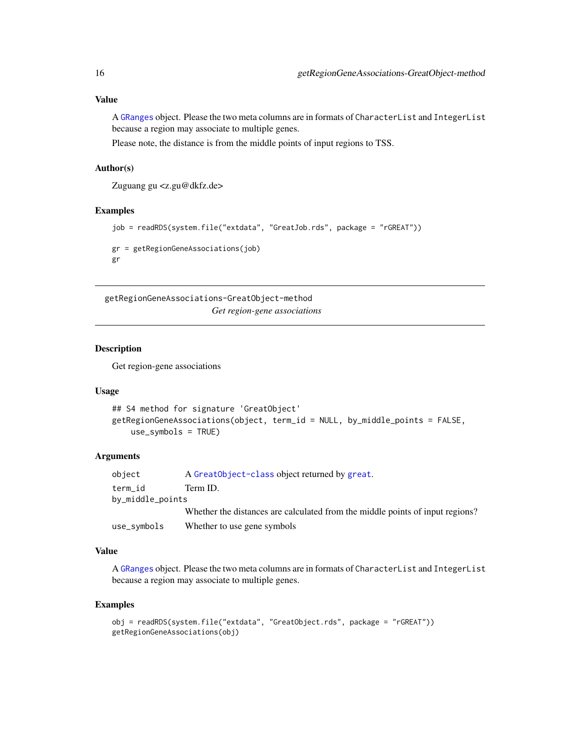## Value

A GRanges object. Please the two meta columns are in formats of CharacterList and IntegerList because a region may associate to multiple genes.

Please note, the distance is from the middle points of input regions to TSS.

## Author(s)

Zuguang gu <z.gu@dkfz.de>

## Examples

```
job = readRDS(system.file("extdata", "GreatJob.rds", package = "rGREAT"))

gr = getRegionGeneAssociations(job)
gr
```

---

# getRegionGeneAssociations-GreatObject-method

*Get region-gene associations*

---

## Description

Get region-gene associations

## Usage

```
## S4 method for signature 'GreatObject'
getRegionGeneAssociations(object, term_id = NULL, by_middle_points = FALSE,
    use_symbols = TRUE)
```

## Arguments

| | |
|---|---|
| object | A GreatObject-class object returned by great. |
| term_id | Term ID. |
| by_middle_points | Whether the distances are calculated from the middle points of input regions? |
| use_symbols | Whether to use gene symbols |

## Value

A GRanges object. Please the two meta columns are in formats of CharacterList and IntegerList because a region may associate to multiple genes.

## Examples

```
obj = readRDS(system.file("extdata", "GreatObject.rds", package = "rGREAT"))
getRegionGeneAssociations(obj)
```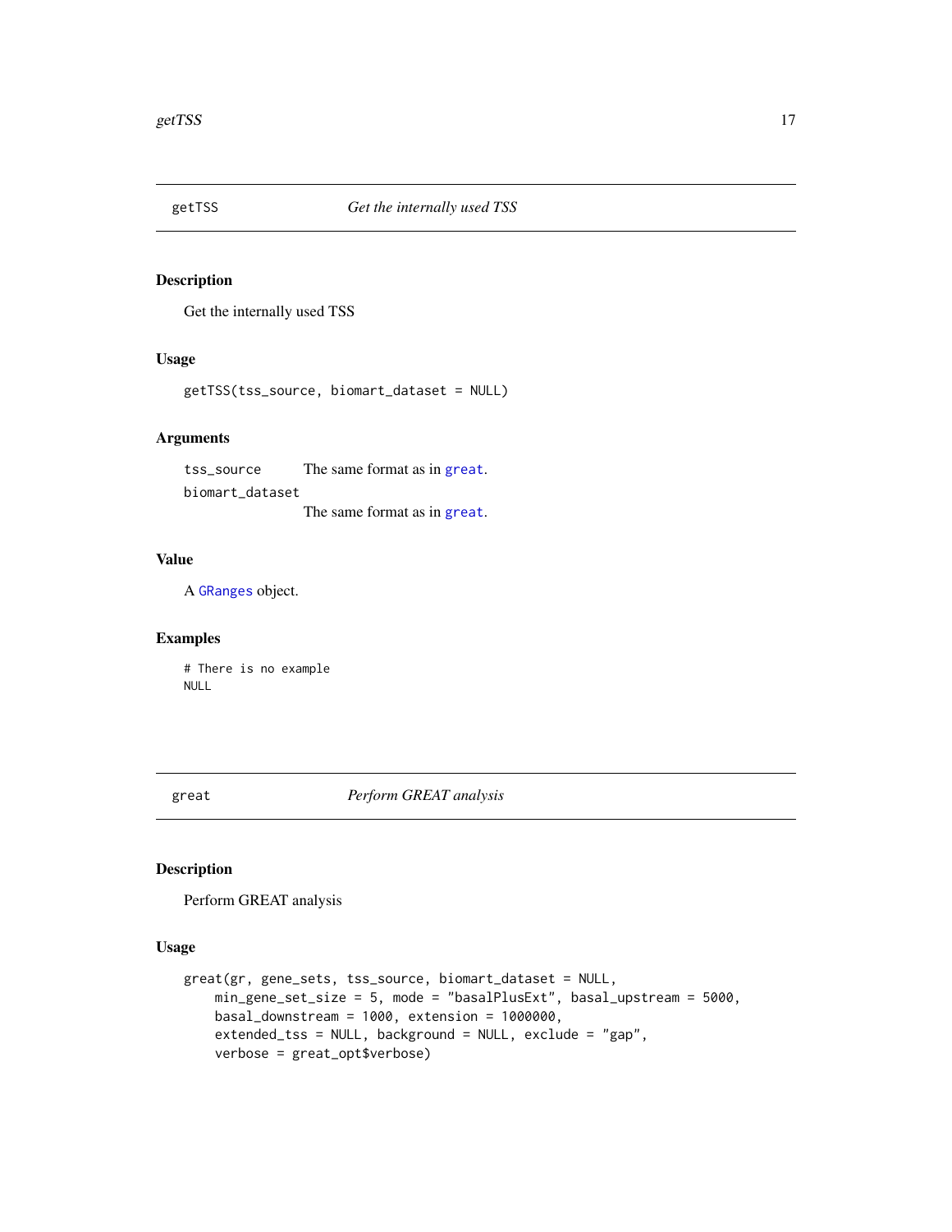## getTSS — *Get the internally used TSS*

### Description

Get the internally used TSS

### Usage

```
getTSS(tss_source, biomart_dataset = NULL)
```

### Arguments

| | |
|---|---|
| tss_source | The same format as in great. |
| biomart_dataset | The same format as in great. |

### Value

A GRanges object.

### Examples

```
# There is no example
NULL
```

## great — *Perform GREAT analysis*

### Description

Perform GREAT analysis

### Usage

```
great(gr, gene_sets, tss_source, biomart_dataset = NULL,
    min_gene_set_size = 5, mode = "basalPlusExt", basal_upstream = 5000,
    basal_downstream = 1000, extension = 1000000,
    extended_tss = NULL, background = NULL, exclude = "gap",
    verbose = great_opt$verbose)
```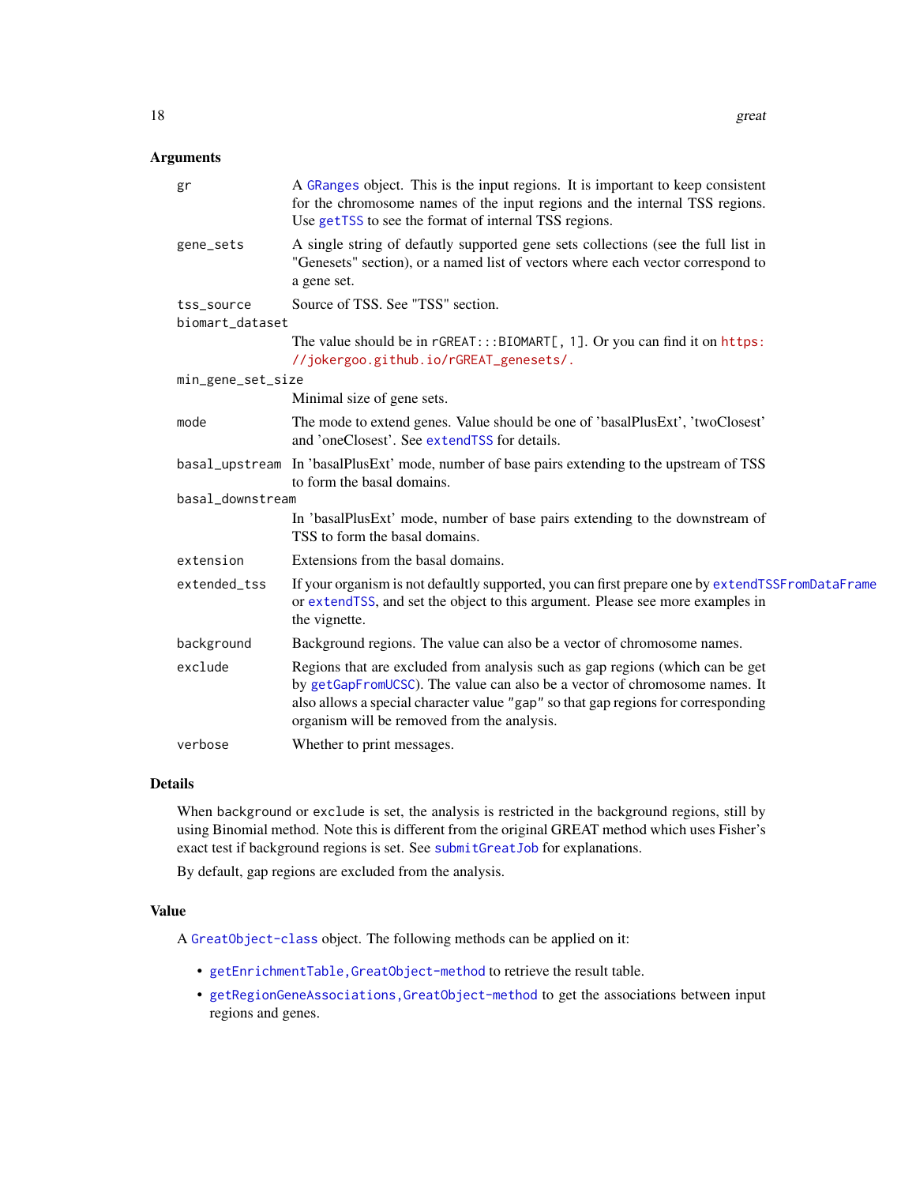### Arguments

| | |
|---|---|
| `gr` | A `GRanges` object. This is the input regions. It is important to keep consistent for the chromosome names of the input regions and the internal TSS regions. Use `getTSS` to see the format of internal TSS regions. |
| `gene_sets` | A single string of defautly supported gene sets collections (see the full list in "Genesets" section), or a named list of vectors where each vector correspond to a gene set. |
| `tss_source` | Source of TSS. See "TSS" section. |
| `biomart_dataset` | The value should be in `rGREAT:::BIOMART[, 1]`. Or you can find it on https://jokergoo.github.io/rGREAT_genesets/. |
| `min_gene_set_size` | Minimal size of gene sets. |
| `mode` | The mode to extend genes. Value should be one of 'basalPlusExt', 'twoClosest' and 'oneClosest'. See `extendTSS` for details. |
| `basal_upstream` | In 'basalPlusExt' mode, number of base pairs extending to the upstream of TSS to form the basal domains. |
| `basal_downstream` | In 'basalPlusExt' mode, number of base pairs extending to the downstream of TSS to form the basal domains. |
| `extension` | Extensions from the basal domains. |
| `extended_tss` | If your organism is not defaultly supported, you can first prepare one by `extendTSSFromDataFrame` or `extendTSS`, and set the object to this argument. Please see more examples in the vignette. |
| `background` | Background regions. The value can also be a vector of chromosome names. |
| `exclude` | Regions that are excluded from analysis such as gap regions (which can be get by `getGapFromUCSC`). The value can also be a vector of chromosome names. It also allows a special character value `"gap"` so that gap regions for corresponding organism will be removed from the analysis. |
| `verbose` | Whether to print messages. |

### Details

When `background` or `exclude` is set, the analysis is restricted in the background regions, still by using Binomial method. Note this is different from the original GREAT method which uses Fisher's exact test if background regions is set. See `submitGreatJob` for explanations.

By default, gap regions are excluded from the analysis.

### Value

A `GreatObject-class` object. The following methods can be applied on it:

- `getEnrichmentTable,GreatObject-method` to retrieve the result table.
- `getRegionGeneAssociations,GreatObject-method` to get the associations between input regions and genes.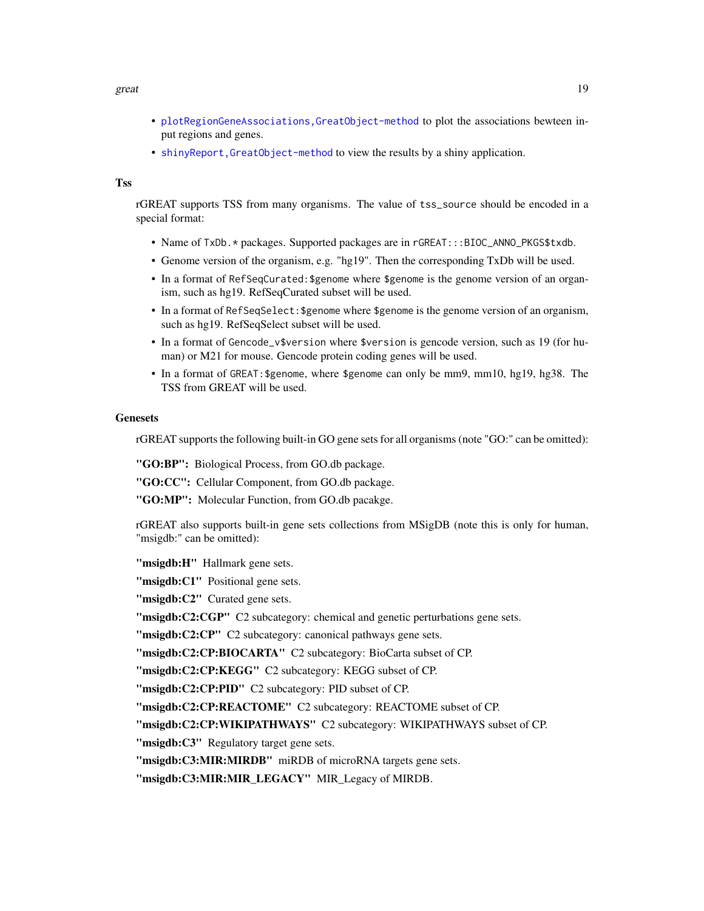- `plotRegionGeneAssociations,GreatObject-method` to plot the associations bewteen input regions and genes.
- `shinyReport,GreatObject-method` to view the results by a shiny application.

## Tss

rGREAT supports TSS from many organisms. The value of `tss_source` should be encoded in a special format:

- Name of `TxDb.*` packages. Supported packages are in `rGREAT:::BIOC_ANNO_PKGS$txdb`.
- Genome version of the organism, e.g. "hg19". Then the corresponding TxDb will be used.
- In a format of `RefSeqCurated:$genome` where `$genome` is the genome version of an organism, such as hg19. RefSeqCurated subset will be used.
- In a format of `RefSeqSelect:$genome` where `$genome` is the genome version of an organism, such as hg19. RefSeqSelect subset will be used.
- In a format of `Gencode_v$version` where `$version` is gencode version, such as 19 (for human) or M21 for mouse. Gencode protein coding genes will be used.
- In a format of `GREAT:$genome`, where `$genome` can only be mm9, mm10, hg19, hg38. The TSS from GREAT will be used.

## Genesets

rGREAT supports the following built-in GO gene sets for all organisms (note "GO:" can be omitted):

**"GO:BP":** Biological Process, from GO.db package.

**"GO:CC":** Cellular Component, from GO.db package.

**"GO:MP":** Molecular Function, from GO.db pacakge.

rGREAT also supports built-in gene sets collections from MSigDB (note this is only for human, "msigdb:" can be omitted):

**"msigdb:H"** Hallmark gene sets.

**"msigdb:C1"** Positional gene sets.

**"msigdb:C2"** Curated gene sets.

**"msigdb:C2:CGP"** C2 subcategory: chemical and genetic perturbations gene sets.

**"msigdb:C2:CP"** C2 subcategory: canonical pathways gene sets.

**"msigdb:C2:CP:BIOCARTA"** C2 subcategory: BioCarta subset of CP.

**"msigdb:C2:CP:KEGG"** C2 subcategory: KEGG subset of CP.

**"msigdb:C2:CP:PID"** C2 subcategory: PID subset of CP.

**"msigdb:C2:CP:REACTOME"** C2 subcategory: REACTOME subset of CP.

**"msigdb:C2:CP:WIKIPATHWAYS"** C2 subcategory: WIKIPATHWAYS subset of CP.

**"msigdb:C3"** Regulatory target gene sets.

**"msigdb:C3:MIR:MIRDB"** miRDB of microRNA targets gene sets.

**"msigdb:C3:MIR:MIR_LEGACY"** MIR_Legacy of MIRDB.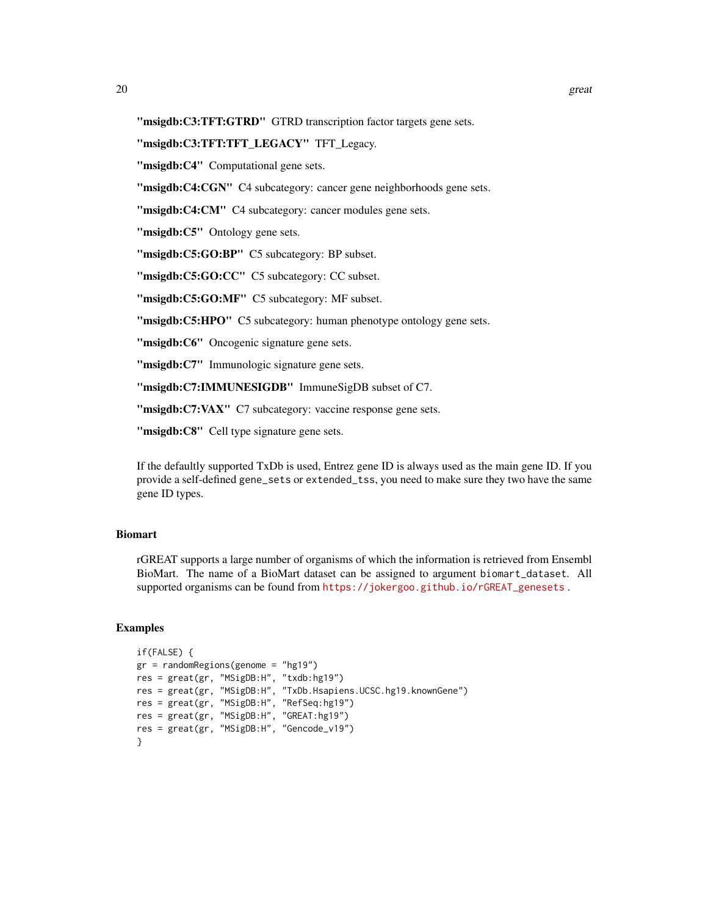**"msigdb:C3:TFT:GTRD"** GTRD transcription factor targets gene sets.

**"msigdb:C3:TFT:TFT_LEGACY"** TFT_Legacy.

**"msigdb:C4"** Computational gene sets.

**"msigdb:C4:CGN"** C4 subcategory: cancer gene neighborhoods gene sets.

**"msigdb:C4:CM"** C4 subcategory: cancer modules gene sets.

**"msigdb:C5"** Ontology gene sets.

**"msigdb:C5:GO:BP"** C5 subcategory: BP subset.

**"msigdb:C5:GO:CC"** C5 subcategory: CC subset.

**"msigdb:C5:GO:MF"** C5 subcategory: MF subset.

**"msigdb:C5:HPO"** C5 subcategory: human phenotype ontology gene sets.

**"msigdb:C6"** Oncogenic signature gene sets.

**"msigdb:C7"** Immunologic signature gene sets.

**"msigdb:C7:IMMUNESIGDB"** ImmuneSigDB subset of C7.

**"msigdb:C7:VAX"** C7 subcategory: vaccine response gene sets.

**"msigdb:C8"** Cell type signature gene sets.

If the defaultly supported TxDb is used, Entrez gene ID is always used as the main gene ID. If you provide a self-defined `gene_sets` or `extended_tss`, you need to make sure they two have the same gene ID types.

## Biomart

rGREAT supports a large number of organisms of which the information is retrieved from Ensembl BioMart. The name of a BioMart dataset can be assigned to argument `biomart_dataset`. All supported organisms can be found from https://jokergoo.github.io/rGREAT_genesets .

## Examples

```
if(FALSE) {
gr = randomRegions(genome = "hg19")
res = great(gr, "MSigDB:H", "txdb:hg19")
res = great(gr, "MSigDB:H", "TxDb.Hsapiens.UCSC.hg19.knownGene")
res = great(gr, "MSigDB:H", "RefSeq:hg19")
res = great(gr, "MSigDB:H", "GREAT:hg19")
res = great(gr, "MSigDB:H", "Gencode_v19")
}
```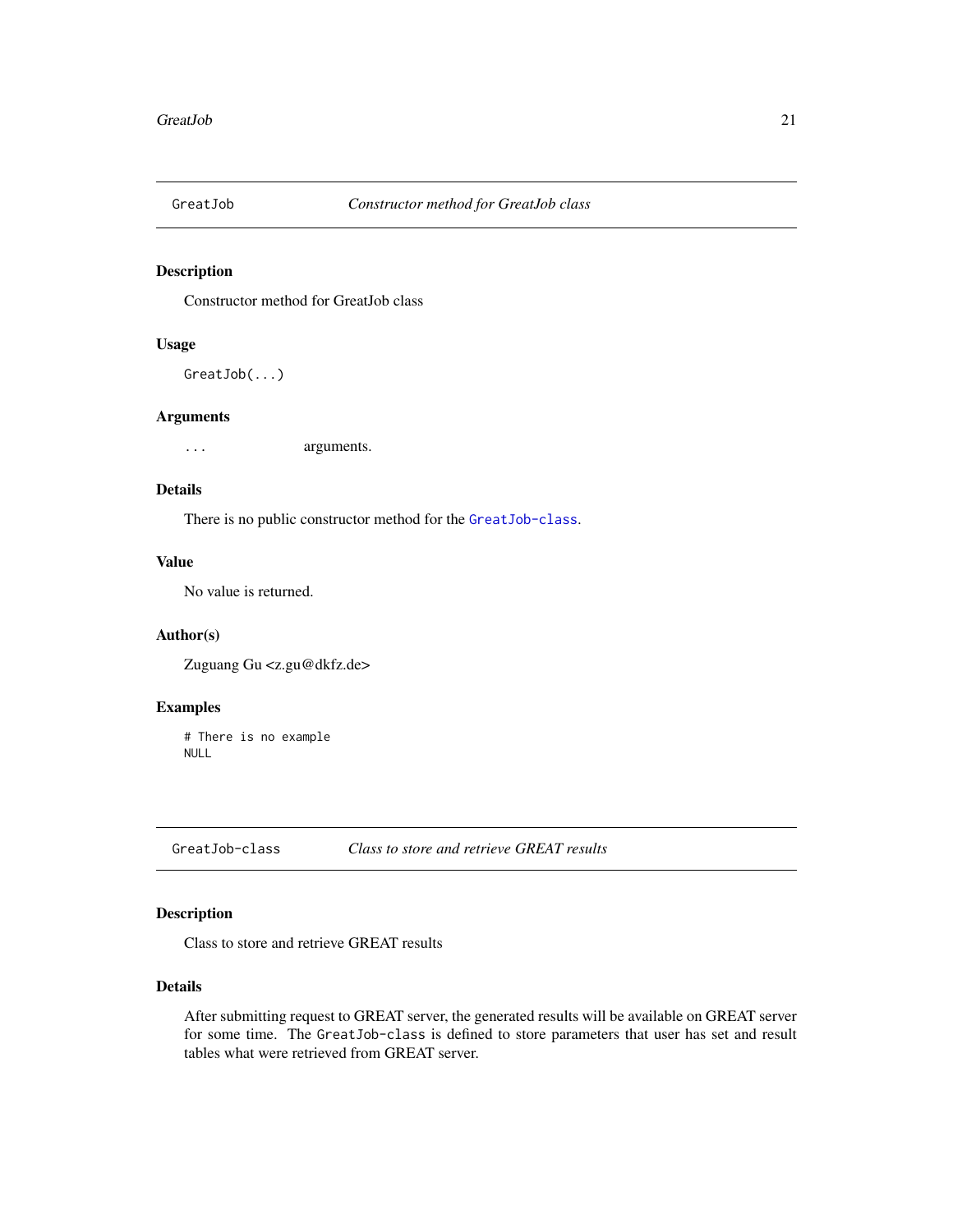## GreatJob *Constructor method for GreatJob class*

### Description

Constructor method for GreatJob class

### Usage

```
GreatJob(...)
```

### Arguments

| | |
|---|---|
| `...` | arguments. |

### Details

There is no public constructor method for the `GreatJob-class`.

### Value

No value is returned.

### Author(s)

Zuguang Gu <z.gu@dkfz.de>

### Examples

```
# There is no example
NULL
```

## GreatJob-class *Class to store and retrieve GREAT results*

### Description

Class to store and retrieve GREAT results

### Details

After submitting request to GREAT server, the generated results will be available on GREAT server for some time. The `GreatJob-class` is defined to store parameters that user has set and result tables what were retrieved from GREAT server.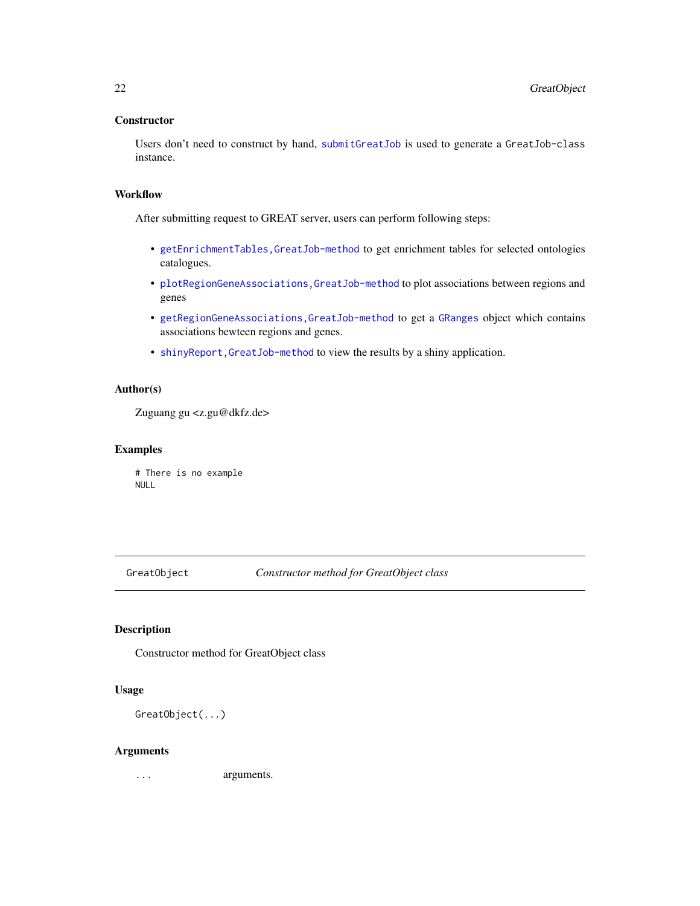## Constructor

Users don't need to construct by hand, `submitGreatJob` is used to generate a `GreatJob-class` instance.

## Workflow

After submitting request to GREAT server, users can perform following steps:

- `getEnrichmentTables,GreatJob-method` to get enrichment tables for selected ontologies catalogues.
- `plotRegionGeneAssociations,GreatJob-method` to plot associations between regions and genes
- `getRegionGeneAssociations,GreatJob-method` to get a `GRanges` object which contains associations bewteen regions and genes.
- `shinyReport,GreatJob-method` to view the results by a shiny application.

## Author(s)

Zuguang gu <z.gu@dkfz.de>

## Examples

```
# There is no example
NULL
```

---

# GreatObject — *Constructor method for GreatObject class*

## Description

Constructor method for GreatObject class

## Usage

```
GreatObject(...)
```

## Arguments

| | |
|---|---|
| `...` | arguments. |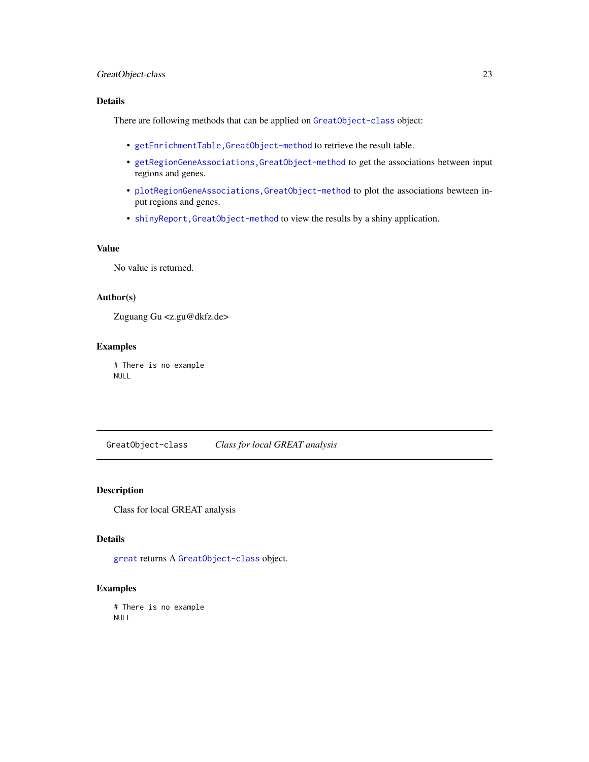## Details

There are following methods that can be applied on `GreatObject-class` object:

- `getEnrichmentTable,GreatObject-method` to retrieve the result table.
- `getRegionGeneAssociations,GreatObject-method` to get the associations between input regions and genes.
- `plotRegionGeneAssociations,GreatObject-method` to plot the associations bewteen input regions and genes.
- `shinyReport,GreatObject-method` to view the results by a shiny application.

## Value

No value is returned.

## Author(s)

Zuguang Gu <z.gu@dkfz.de>

## Examples

```
# There is no example
NULL
```

---

# `GreatObject-class` *Class for local GREAT analysis*

---

## Description

Class for local GREAT analysis

## Details

`great` returns A `GreatObject-class` object.

## Examples

```
# There is no example
NULL
```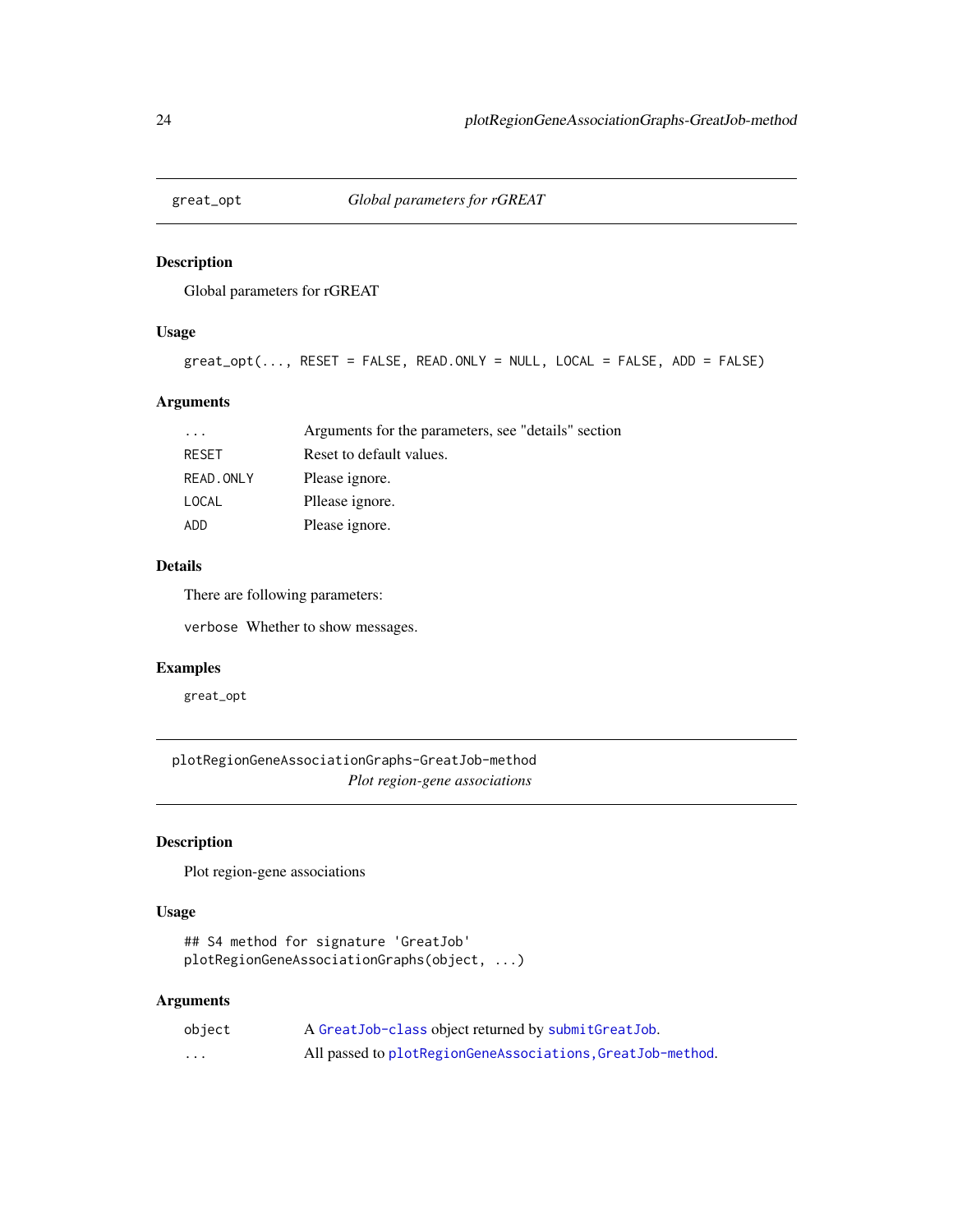## great_opt — *Global parameters for rGREAT*

### Description

Global parameters for rGREAT

### Usage

```
great_opt(..., RESET = FALSE, READ.ONLY = NULL, LOCAL = FALSE, ADD = FALSE)
```

### Arguments

| | |
|---|---|
| `...` | Arguments for the parameters, see "details" section |
| `RESET` | Reset to default values. |
| `READ.ONLY` | Please ignore. |
| `LOCAL` | Pllease ignore. |
| `ADD` | Please ignore. |

### Details

There are following parameters:

`verbose` Whether to show messages.

### Examples

```
great_opt
```

## plotRegionGeneAssociationGraphs-GreatJob-method — *Plot region-gene associations*

### Description

Plot region-gene associations

### Usage

```
## S4 method for signature 'GreatJob'
plotRegionGeneAssociationGraphs(object, ...)
```

### Arguments

| | |
|---|---|
| `object` | A `GreatJob-class` object returned by `submitGreatJob`. |
| `...` | All passed to `plotRegionGeneAssociations,GreatJob-method`. |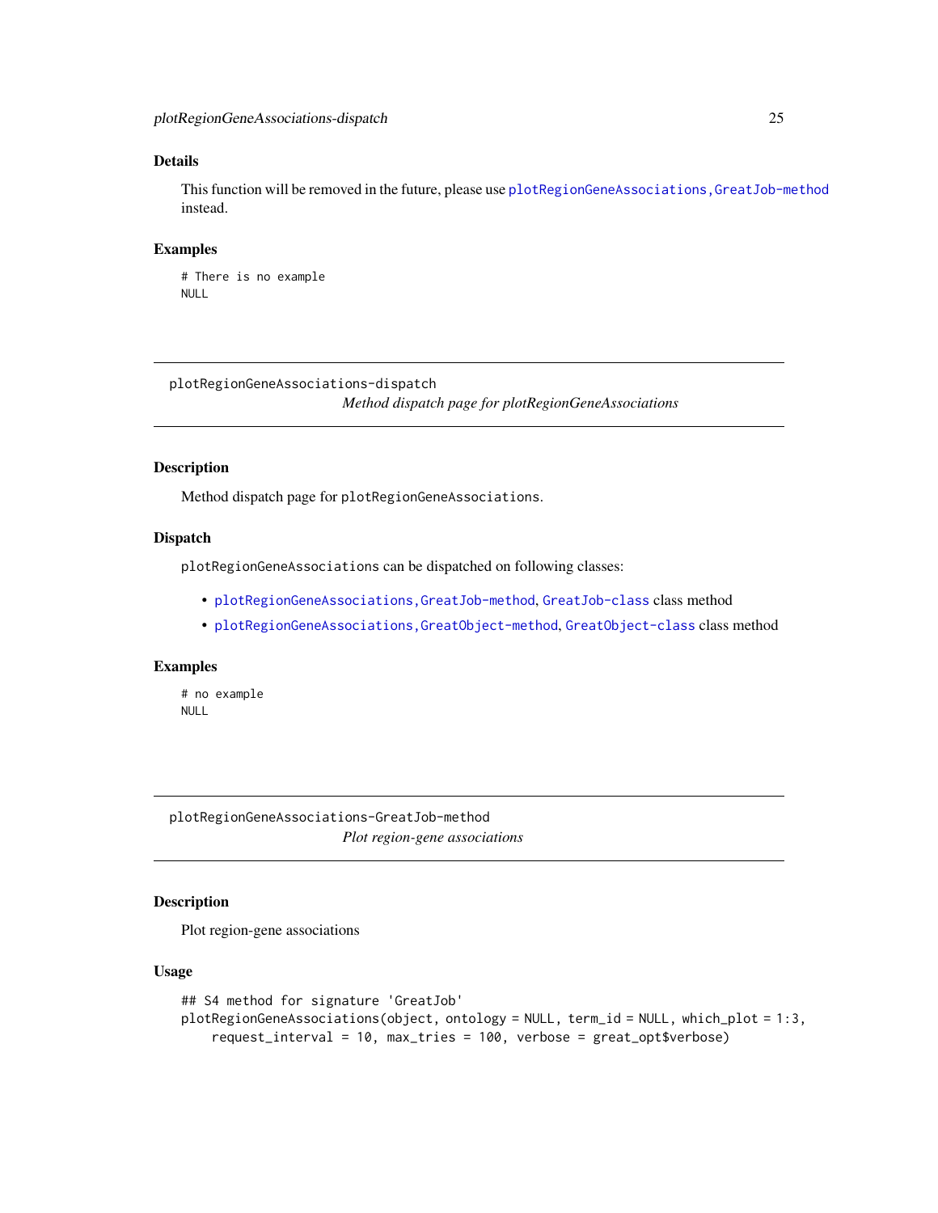### Details

This function will be removed in the future, please use `plotRegionGeneAssociations,GreatJob-method` instead.

### Examples

```
# There is no example
NULL
```

---

## plotRegionGeneAssociations-dispatch

*Method dispatch page for plotRegionGeneAssociations*

### Description

Method dispatch page for `plotRegionGeneAssociations`.

### Dispatch

`plotRegionGeneAssociations` can be dispatched on following classes:

- `plotRegionGeneAssociations,GreatJob-method`, `GreatJob-class` class method
- `plotRegionGeneAssociations,GreatObject-method`, `GreatObject-class` class method

### Examples

```
# no example
NULL
```

---

## plotRegionGeneAssociations-GreatJob-method

*Plot region-gene associations*

### Description

Plot region-gene associations

### Usage

```
## S4 method for signature 'GreatJob'
plotRegionGeneAssociations(object, ontology = NULL, term_id = NULL, which_plot = 1:3,
    request_interval = 10, max_tries = 100, verbose = great_opt$verbose)
```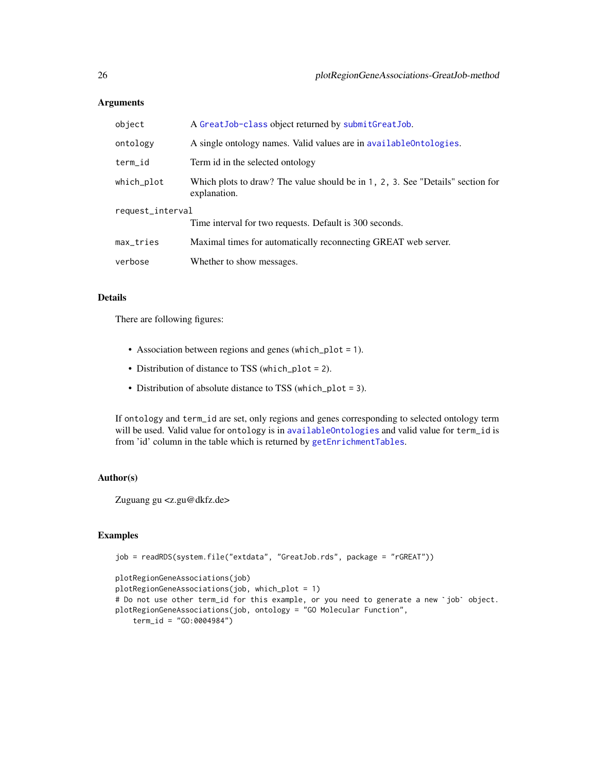### Arguments

| | |
|---|---|
| `object` | A `GreatJob-class` object returned by `submitGreatJob`. |
| `ontology` | A single ontology names. Valid values are in `availableOntologies`. |
| `term_id` | Term id in the selected ontology |
| `which_plot` | Which plots to draw? The value should be in `1, 2, 3`. See "Details" section for explanation. |
| `request_interval` | Time interval for two requests. Default is 300 seconds. |
| `max_tries` | Maximal times for automatically reconnecting GREAT web server. |
| `verbose` | Whether to show messages. |

### Details

There are following figures:

- Association between regions and genes (`which_plot = 1`).
- Distribution of distance to TSS (`which_plot = 2`).
- Distribution of absolute distance to TSS (`which_plot = 3`).

If `ontology` and `term_id` are set, only regions and genes corresponding to selected ontology term will be used. Valid value for `ontology` is in `availableOntologies` and valid value for `term_id` is from 'id' column in the table which is returned by `getEnrichmentTables`.

### Author(s)

Zuguang gu <z.gu@dkfz.de>

### Examples

```
job = readRDS(system.file("extdata", "GreatJob.rds", package = "rGREAT"))

plotRegionGeneAssociations(job)
plotRegionGeneAssociations(job, which_plot = 1)
# Do not use other term_id for this example, or you need to generate a new `job` object.
plotRegionGeneAssociations(job, ontology = "GO Molecular Function",
    term_id = "GO:0004984")
```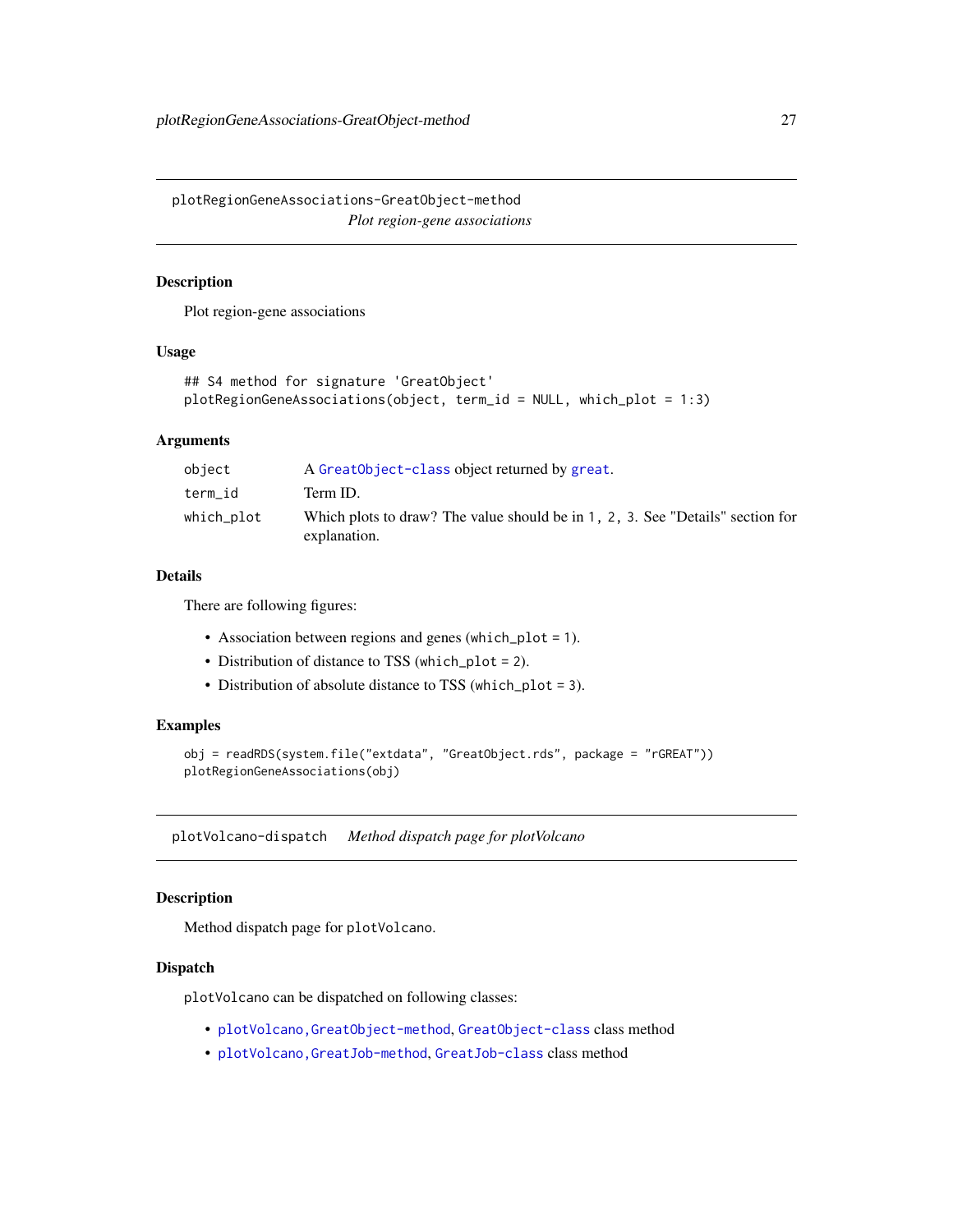## plotRegionGeneAssociations-GreatObject-method

*Plot region-gene associations*

### Description

Plot region-gene associations

### Usage

```
## S4 method for signature 'GreatObject'
plotRegionGeneAssociations(object, term_id = NULL, which_plot = 1:3)
```

### Arguments

| | |
|---|---|
| `object` | A `GreatObject-class` object returned by `great`. |
| `term_id` | Term ID. |
| `which_plot` | Which plots to draw? The value should be in `1, 2, 3`. See "Details" section for explanation. |

### Details

There are following figures:

- Association between regions and genes (`which_plot = 1`).
- Distribution of distance to TSS (`which_plot = 2`).
- Distribution of absolute distance to TSS (`which_plot = 3`).

### Examples

```
obj = readRDS(system.file("extdata", "GreatObject.rds", package = "rGREAT"))
plotRegionGeneAssociations(obj)
```

## plotVolcano-dispatch

*Method dispatch page for plotVolcano*

### Description

Method dispatch page for `plotVolcano`.

### Dispatch

`plotVolcano` can be dispatched on following classes:

- `plotVolcano,GreatObject-method`, `GreatObject-class` class method
- `plotVolcano,GreatJob-method`, `GreatJob-class` class method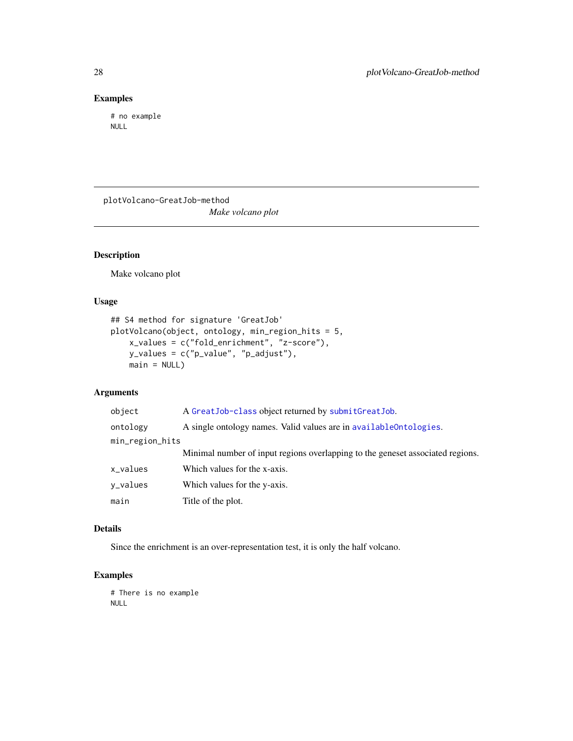## Examples

```
# no example
NULL
```

---

plotVolcano-GreatJob-method

*Make volcano plot*

---

## Description

Make volcano plot

## Usage

```
## S4 method for signature 'GreatJob'
plotVolcano(object, ontology, min_region_hits = 5,
    x_values = c("fold_enrichment", "z-score"),
    y_values = c("p_value", "p_adjust"),
    main = NULL)
```

## Arguments

| | |
|---|---|
| object | A GreatJob-class object returned by submitGreatJob. |
| ontology | A single ontology names. Valid values are in availableOntologies. |
| min_region_hits | Minimal number of input regions overlapping to the geneset associated regions. |
| x_values | Which values for the x-axis. |
| y_values | Which values for the y-axis. |
| main | Title of the plot. |

## Details

Since the enrichment is an over-representation test, it is only the half volcano.

## Examples

```
# There is no example
NULL
```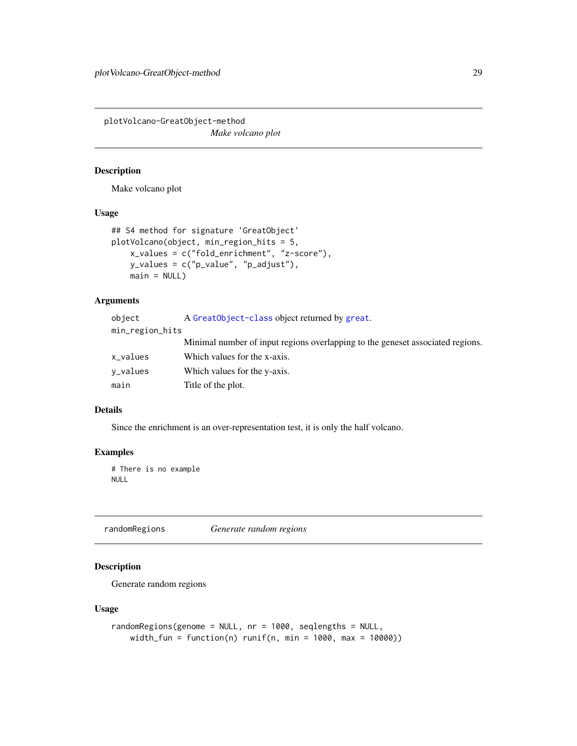## plotVolcano-GreatObject-method

*Make volcano plot*

### Description

Make volcano plot

### Usage

```
## S4 method for signature 'GreatObject'
plotVolcano(object, min_region_hits = 5,
    x_values = c("fold_enrichment", "z-score"),
    y_values = c("p_value", "p_adjust"),
    main = NULL)
```

### Arguments

| | |
|---|---|
| object | A GreatObject-class object returned by great. |
| min_region_hits | Minimal number of input regions overlapping to the geneset associated regions. |
| x_values | Which values for the x-axis. |
| y_values | Which values for the y-axis. |
| main | Title of the plot. |

### Details

Since the enrichment is an over-representation test, it is only the half volcano.

### Examples

```
# There is no example
NULL
```

## randomRegions

*Generate random regions*

### Description

Generate random regions

### Usage

```
randomRegions(genome = NULL, nr = 1000, seqlengths = NULL,
    width_fun = function(n) runif(n, min = 1000, max = 10000))
```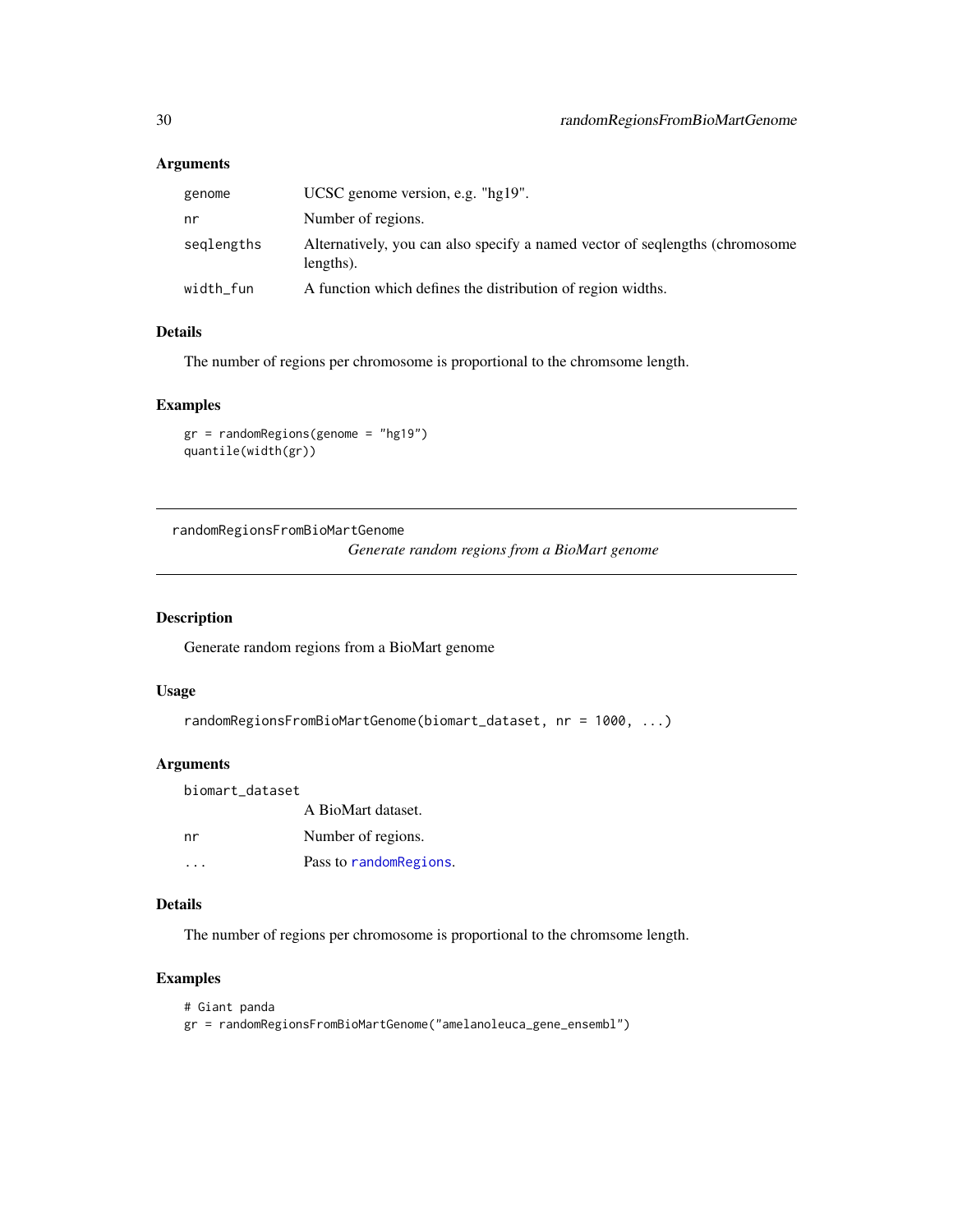## Arguments

| | |
|---|---|
| `genome` | UCSC genome version, e.g. "hg19". |
| `nr` | Number of regions. |
| `seqlengths` | Alternatively, you can also specify a named vector of seqlengths (chromosome lengths). |
| `width_fun` | A function which defines the distribution of region widths. |

## Details

The number of regions per chromosome is proportional to the chromsome length.

## Examples

```
gr = randomRegions(genome = "hg19")
quantile(width(gr))
```

---

# randomRegionsFromBioMartGenome

*Generate random regions from a BioMart genome*

---

## Description

Generate random regions from a BioMart genome

## Usage

```
randomRegionsFromBioMartGenome(biomart_dataset, nr = 1000, ...)
```

## Arguments

| | |
|---|---|
| `biomart_dataset` | A BioMart dataset. |
| `nr` | Number of regions. |
| `...` | Pass to `randomRegions`. |

## Details

The number of regions per chromosome is proportional to the chromsome length.

## Examples

```
# Giant panda
gr = randomRegionsFromBioMartGenome("amelanoleuca_gene_ensembl")
```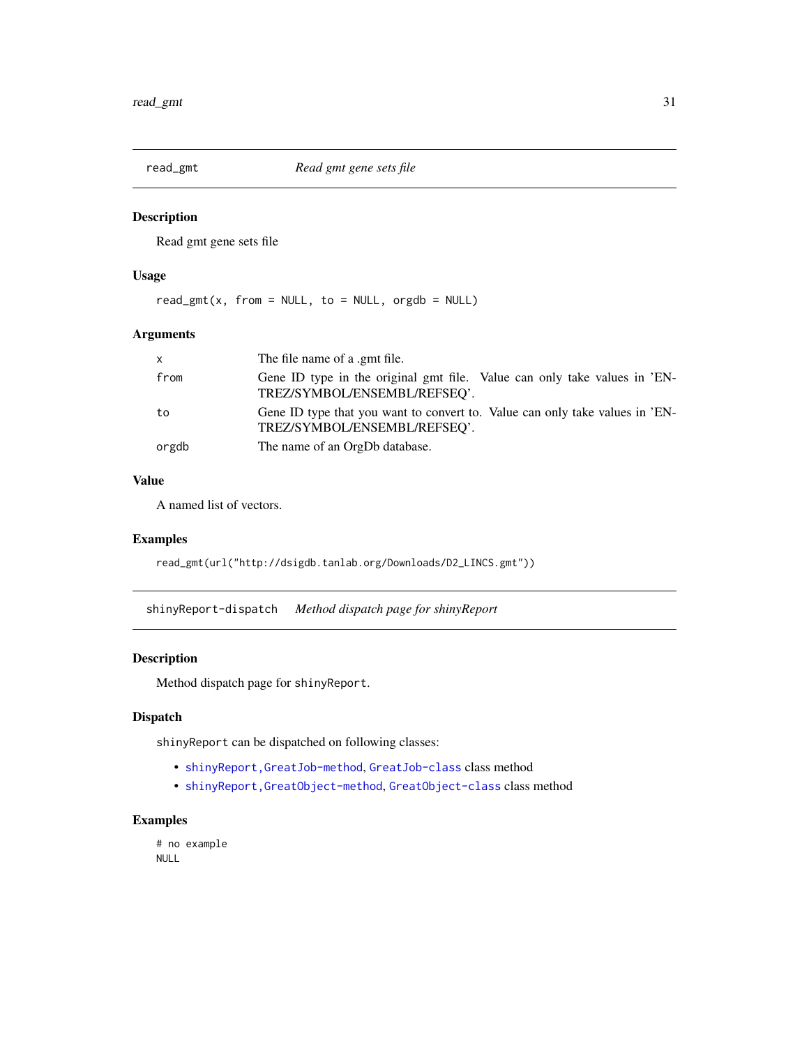## read_gmt *Read gmt gene sets file*

### Description

Read gmt gene sets file

### Usage

```
read_gmt(x, from = NULL, to = NULL, orgdb = NULL)
```

### Arguments

| | |
|---|---|
| x | The file name of a .gmt file. |
| from | Gene ID type in the original gmt file. Value can only take values in 'ENTREZ/SYMBOL/ENSEMBL/REFSEQ'. |
| to | Gene ID type that you want to convert to. Value can only take values in 'ENTREZ/SYMBOL/ENSEMBL/REFSEQ'. |
| orgdb | The name of an OrgDb database. |

### Value

A named list of vectors.

### Examples

```
read_gmt(url("http://dsigdb.tanlab.org/Downloads/D2_LINCS.gmt"))
```

## shinyReport-dispatch *Method dispatch page for shinyReport*

### Description

Method dispatch page for `shinyReport`.

### Dispatch

`shinyReport` can be dispatched on following classes:

- `shinyReport,GreatJob-method`, `GreatJob-class` class method
- `shinyReport,GreatObject-method`, `GreatObject-class` class method

### Examples

```
# no example
NULL
```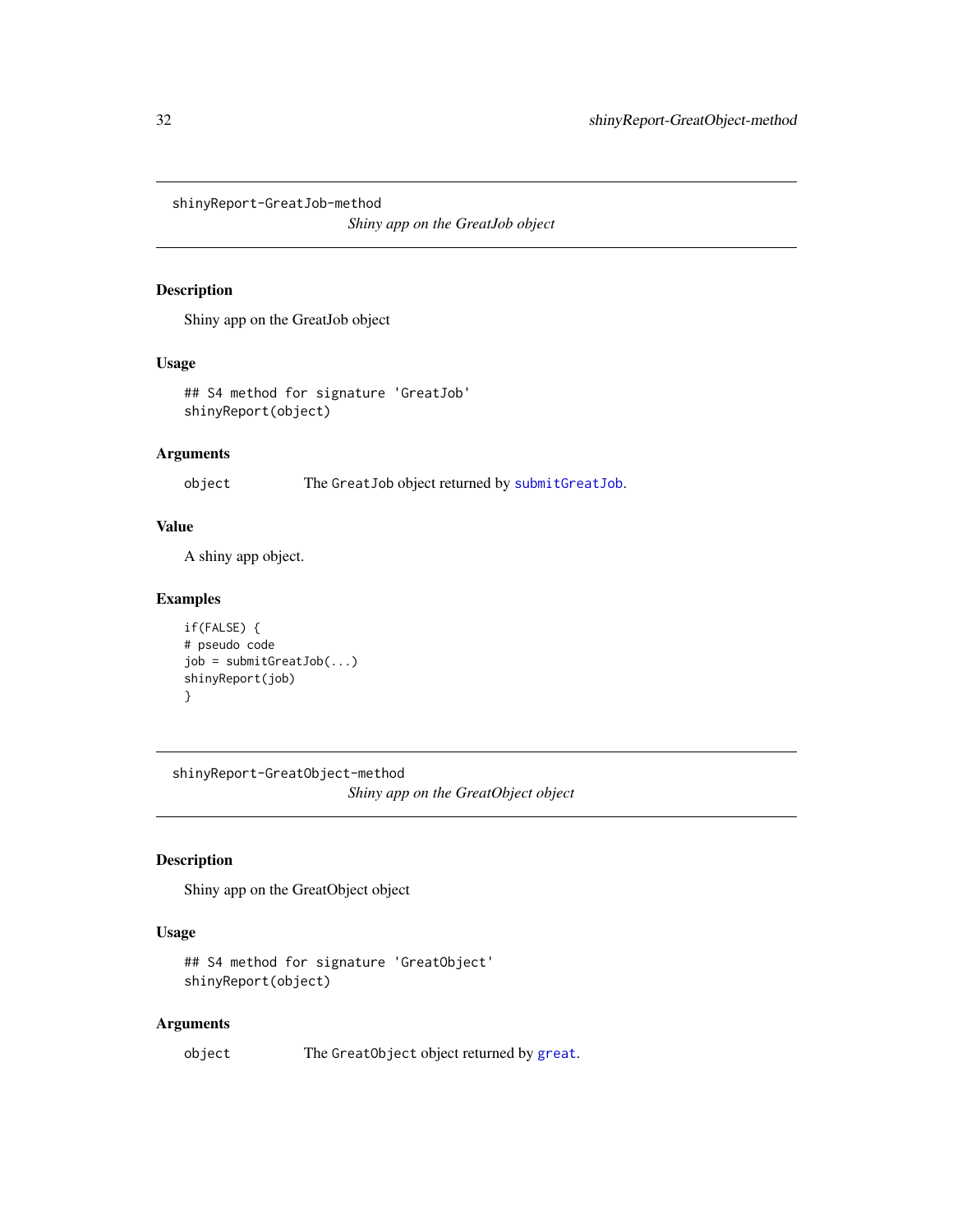## shinyReport-GreatJob-method

*Shiny app on the GreatJob object*

### Description

Shiny app on the GreatJob object

### Usage

```
## S4 method for signature 'GreatJob'
shinyReport(object)
```

### Arguments

| | |
|---|---|
| object | The `GreatJob` object returned by `submitGreatJob`. |

### Value

A shiny app object.

### Examples

```
if(FALSE) {
# pseudo code
job = submitGreatJob(...)
shinyReport(job)
}
```

## shinyReport-GreatObject-method

*Shiny app on the GreatObject object*

### Description

Shiny app on the GreatObject object

### Usage

```
## S4 method for signature 'GreatObject'
shinyReport(object)
```

### Arguments

| | |
|---|---|
| object | The `GreatObject` object returned by `great`. |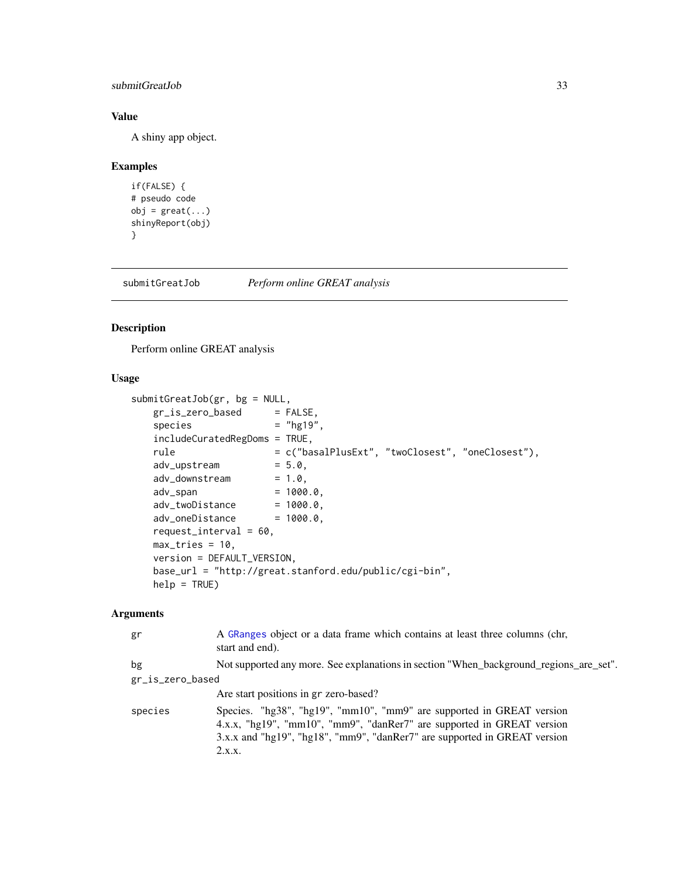### Value

A shiny app object.

### Examples

```
if(FALSE) {
# pseudo code
obj = great(...)
shinyReport(obj)
}
```

---

## submitGreatJob *Perform online GREAT analysis*

---

### Description

Perform online GREAT analysis

### Usage

```
submitGreatJob(gr, bg = NULL,
    gr_is_zero_based      = FALSE,
    species               = "hg19",
    includeCuratedRegDoms = TRUE,
    rule                  = c("basalPlusExt", "twoClosest", "oneClosest"),
    adv_upstream          = 5.0,
    adv_downstream        = 1.0,
    adv_span              = 1000.0,
    adv_twoDistance       = 1000.0,
    adv_oneDistance       = 1000.0,
    request_interval = 60,
    max_tries = 10,
    version = DEFAULT_VERSION,
    base_url = "http://great.stanford.edu/public/cgi-bin",
    help = TRUE)
```

### Arguments

| | |
|---|---|
| gr | A GRanges object or a data frame which contains at least three columns (chr, start and end). |
| bg | Not supported any more. See explanations in section "When_background_regions_are_set". |
| gr_is_zero_based | Are start positions in gr zero-based? |
| species | Species. "hg38", "hg19", "mm10", "mm9" are supported in GREAT version 4.x.x, "hg19", "mm10", "mm9", "danRer7" are supported in GREAT version 3.x.x and "hg19", "hg18", "mm9", "danRer7" are supported in GREAT version 2.x.x. |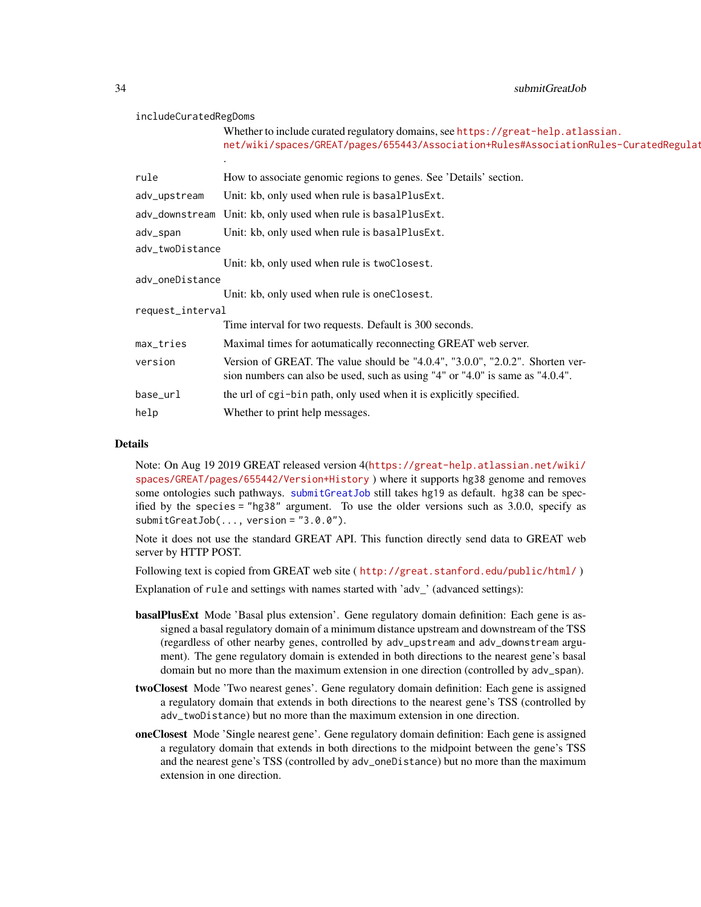`includeCuratedRegDoms`
: Whether to include curated regulatory domains, see https://great-help.atlassian.net/wiki/spaces/GREAT/pages/655443/Association+Rules#AssociationRules-CuratedRegulat .

`rule`
: How to associate genomic regions to genes. See 'Details' section.

`adv_upstream`
: Unit: kb, only used when rule is `basalPlusExt`.

`adv_downstream`
: Unit: kb, only used when rule is `basalPlusExt`.

`adv_span`
: Unit: kb, only used when rule is `basalPlusExt`.

`adv_twoDistance`
: Unit: kb, only used when rule is `twoClosest`.

`adv_oneDistance`
: Unit: kb, only used when rule is `oneClosest`.

`request_interval`
: Time interval for two requests. Default is 300 seconds.

`max_tries`
: Maximal times for aotumatically reconnecting GREAT web server.

`version`
: Version of GREAT. The value should be "4.0.4", "3.0.0", "2.0.2". Shorten version numbers can also be used, such as using "4" or "4.0" is same as "4.0.4".

`base_url`
: the url of `cgi-bin` path, only used when it is explicitly specified.

`help`
: Whether to print help messages.

## Details

Note: On Aug 19 2019 GREAT released version 4(https://great-help.atlassian.net/wiki/spaces/GREAT/pages/655442/Version+History ) where it supports `hg38` genome and removes some ontologies such pathways. `submitGreatJob` still takes `hg19` as default. `hg38` can be specified by the `species = "hg38"` argument. To use the older versions such as 3.0.0, specify as `submitGreatJob(..., version = "3.0.0")`.

Note it does not use the standard GREAT API. This function directly send data to GREAT web server by HTTP POST.

Following text is copied from GREAT web site ( http://great.stanford.edu/public/html/ )

Explanation of `rule` and settings with names started with 'adv_' (advanced settings):

- **basalPlusExt** Mode 'Basal plus extension'. Gene regulatory domain definition: Each gene is assigned a basal regulatory domain of a minimum distance upstream and downstream of the TSS (regardless of other nearby genes, controlled by `adv_upstream` and `adv_downstream` argument). The gene regulatory domain is extended in both directions to the nearest gene's basal domain but no more than the maximum extension in one direction (controlled by `adv_span`).
- **twoClosest** Mode 'Two nearest genes'. Gene regulatory domain definition: Each gene is assigned a regulatory domain that extends in both directions to the nearest gene's TSS (controlled by `adv_twoDistance`) but no more than the maximum extension in one direction.
- **oneClosest** Mode 'Single nearest gene'. Gene regulatory domain definition: Each gene is assigned a regulatory domain that extends in both directions to the midpoint between the gene's TSS and the nearest gene's TSS (controlled by `adv_oneDistance`) but no more than the maximum extension in one direction.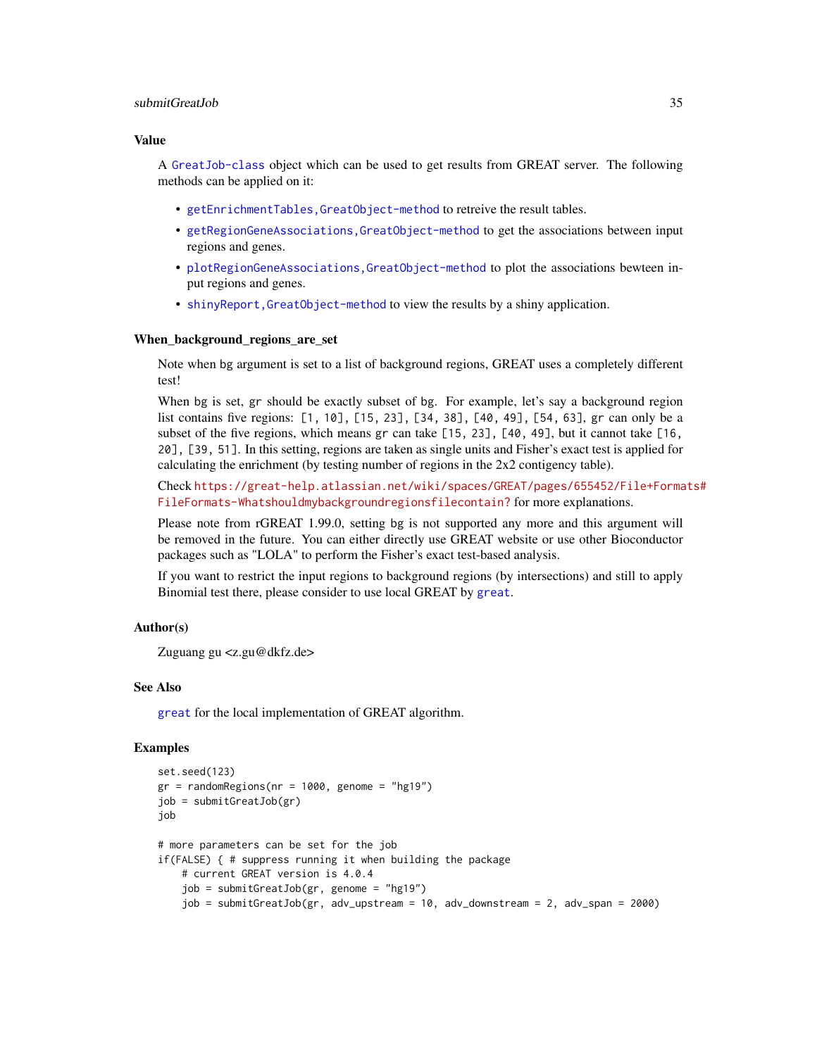## Value

A `GreatJob-class` object which can be used to get results from GREAT server. The following methods can be applied on it:

- `getEnrichmentTables,GreatObject-method` to retreive the result tables.
- `getRegionGeneAssociations,GreatObject-method` to get the associations between input regions and genes.
- `plotRegionGeneAssociations,GreatObject-method` to plot the associations bewteen input regions and genes.
- `shinyReport,GreatObject-method` to view the results by a shiny application.

## When_background_regions_are_set

Note when bg argument is set to a list of background regions, GREAT uses a completely different test!

When `bg` is set, `gr` should be exactly subset of `bg`. For example, let's say a background region list contains five regions: `[1, 10]`, `[15, 23]`, `[34, 38]`, `[40, 49]`, `[54, 63]`, `gr` can only be a subset of the five regions, which means `gr` can take `[15, 23]`, `[40, 49]`, but it cannot take `[16, 20]`, `[39, 51]`. In this setting, regions are taken as single units and Fisher's exact test is applied for calculating the enrichment (by testing number of regions in the 2x2 contigency table).

Check https://great-help.atlassian.net/wiki/spaces/GREAT/pages/655452/File+Formats#FileFormats-Whatshouldmybackgroundregionsfilecontain? for more explanations.

Please note from rGREAT 1.99.0, setting `bg` is not supported any more and this argument will be removed in the future. You can either directly use GREAT website or use other Bioconductor packages such as "LOLA" to perform the Fisher's exact test-based analysis.

If you want to restrict the input regions to background regions (by intersections) and still to apply Binomial test there, please consider to use local GREAT by `great`.

## Author(s)

Zuguang gu <z.gu@dkfz.de>

## See Also

`great` for the local implementation of GREAT algorithm.

## Examples

```
set.seed(123)
gr = randomRegions(nr = 1000, genome = "hg19")
job = submitGreatJob(gr)
job

# more parameters can be set for the job
if(FALSE) { # suppress running it when building the package
    # current GREAT version is 4.0.4
    job = submitGreatJob(gr, genome = "hg19")
    job = submitGreatJob(gr, adv_upstream = 10, adv_downstream = 2, adv_span = 2000)
```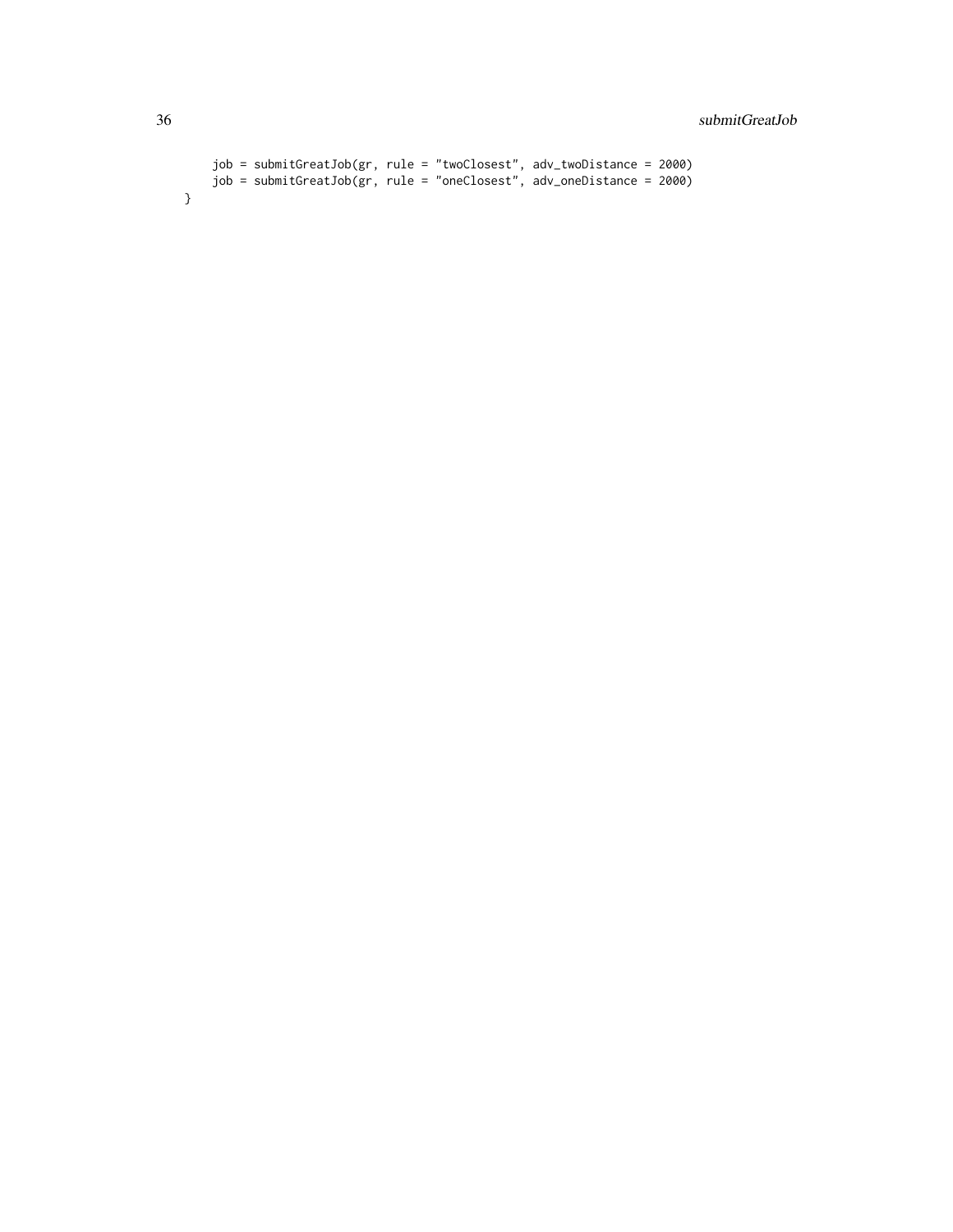```
    job = submitGreatJob(gr, rule = "twoClosest", adv_twoDistance = 2000)
    job = submitGreatJob(gr, rule = "oneClosest", adv_oneDistance = 2000)
}
```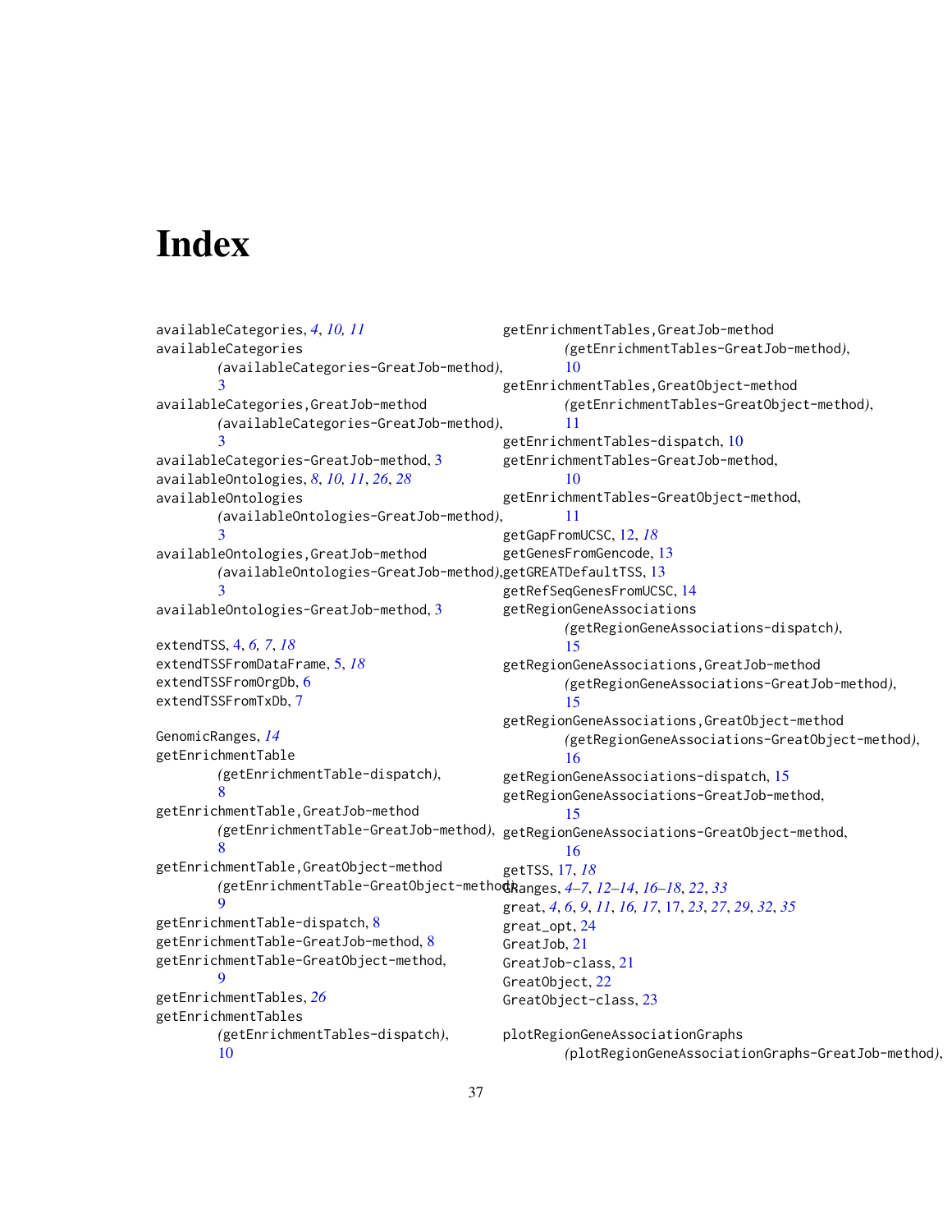# Index

availableCategories, *4*, *10, 11*
availableCategories
 (availableCategories-GreatJob-method), 3
availableCategories,GreatJob-method
 (availableCategories-GreatJob-method), 3
availableCategories-GreatJob-method, 3
availableOntologies, *8*, *10, 11*, *26*, *28*
availableOntologies
 (availableOntologies-GreatJob-method), 3
availableOntologies,GreatJob-method
 (availableOntologies-GreatJob-method), 3
availableOntologies-GreatJob-method, 3

extendTSS, 4, *6, 7*, *18*
extendTSSFromDataFrame, 5, *18*
extendTSSFromOrgDb, 6
extendTSSFromTxDb, 7

GenomicRanges, *14*
getEnrichmentTable
 (getEnrichmentTable-dispatch), 8
getEnrichmentTable,GreatJob-method
 (getEnrichmentTable-GreatJob-method), 8
getEnrichmentTable,GreatObject-method
 (getEnrichmentTable-GreatObject-method), 9
getEnrichmentTable-dispatch, 8
getEnrichmentTable-GreatJob-method, 8
getEnrichmentTable-GreatObject-method, 9
getEnrichmentTables, *26*
getEnrichmentTables
 (getEnrichmentTables-dispatch), 10
getEnrichmentTables,GreatJob-method
 (getEnrichmentTables-GreatJob-method), 10
getEnrichmentTables,GreatObject-method
 (getEnrichmentTables-GreatObject-method), 11
getEnrichmentTables-dispatch, 10
getEnrichmentTables-GreatJob-method, 10
getEnrichmentTables-GreatObject-method, 11
getGapFromUCSC, 12, *18*
getGenesFromGencode, 13
getGREATDefaultTSS, 13
getRefSeqGenesFromUCSC, 14
getRegionGeneAssociations
 (getRegionGeneAssociations-dispatch), 15
getRegionGeneAssociations,GreatJob-method
 (getRegionGeneAssociations-GreatJob-method), 15
getRegionGeneAssociations,GreatObject-method
 (getRegionGeneAssociations-GreatObject-method), 16
getRegionGeneAssociations-dispatch, 15
getRegionGeneAssociations-GreatJob-method, 15
getRegionGeneAssociations-GreatObject-method, 16
getTSS, 17, *18*
GRanges, *4–7*, *12–14*, *16–18*, *22*, *33*
great, *4*, *6*, *9*, *11*, *16, 17*, 17, *23*, *27*, *29*, *32*, *35*
great_opt, 24
GreatJob, 21
GreatJob-class, 21
GreatObject, 22
GreatObject-class, 23

plotRegionGeneAssociationGraphs
 (plotRegionGeneAssociationGraphs-GreatJob-method),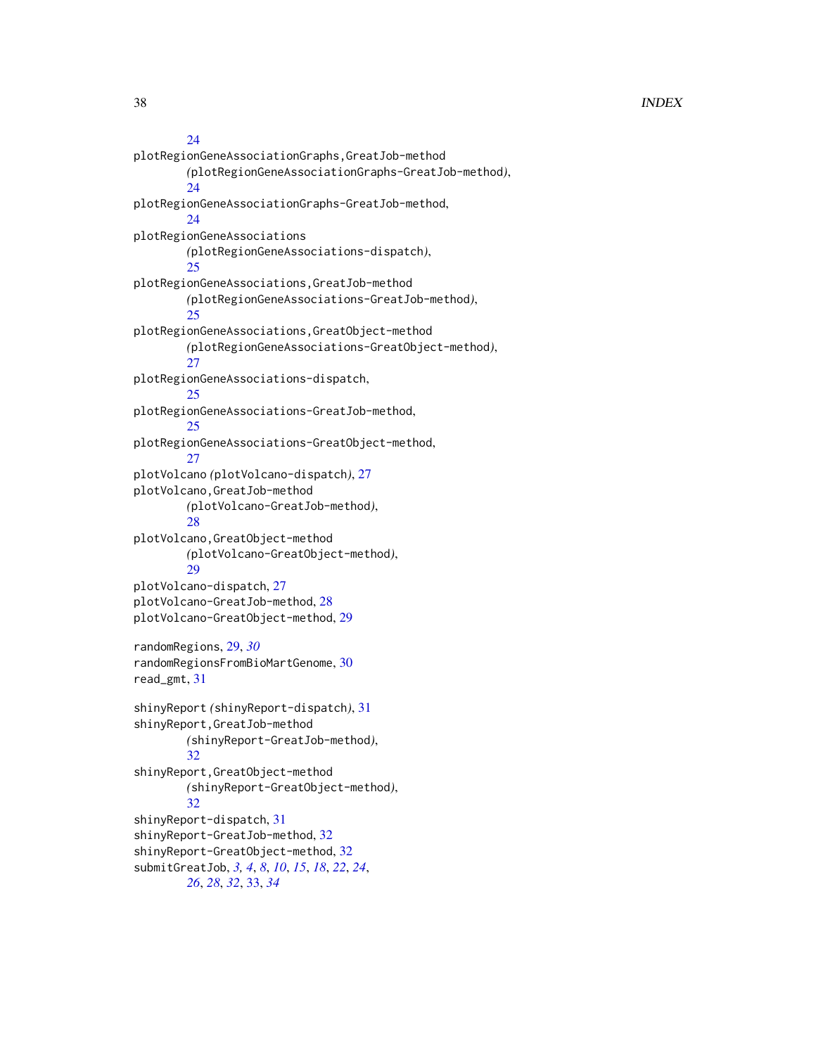24

plotRegionGeneAssociationGraphs,GreatJob-method
        *(*plotRegionGeneAssociationGraphs-GreatJob-method*)*,
        24

plotRegionGeneAssociationGraphs-GreatJob-method,
        24

plotRegionGeneAssociations
        *(*plotRegionGeneAssociations-dispatch*)*,
        25

plotRegionGeneAssociations,GreatJob-method
        *(*plotRegionGeneAssociations-GreatJob-method*)*,
        25

plotRegionGeneAssociations,GreatObject-method
        *(*plotRegionGeneAssociations-GreatObject-method*)*,
        27

plotRegionGeneAssociations-dispatch,
        25

plotRegionGeneAssociations-GreatJob-method,
        25

plotRegionGeneAssociations-GreatObject-method,
        27

plotVolcano *(*plotVolcano-dispatch*)*, 27

plotVolcano,GreatJob-method
        *(*plotVolcano-GreatJob-method*)*,
        28

plotVolcano,GreatObject-method
        *(*plotVolcano-GreatObject-method*)*,
        29

plotVolcano-dispatch, 27

plotVolcano-GreatJob-method, 28

plotVolcano-GreatObject-method, 29

randomRegions, 29, *30*

randomRegionsFromBioMartGenome, 30

read_gmt, 31

shinyReport *(*shinyReport-dispatch*)*, 31

shinyReport,GreatJob-method
        *(*shinyReport-GreatJob-method*)*,
        32

shinyReport,GreatObject-method
        *(*shinyReport-GreatObject-method*)*,
        32

shinyReport-dispatch, 31

shinyReport-GreatJob-method, 32

shinyReport-GreatObject-method, 32

submitGreatJob, *3, 4*, *8*, *10*, *15*, *18*, *22*, *24*,
        *26*, *28*, *32*, 33, *34*